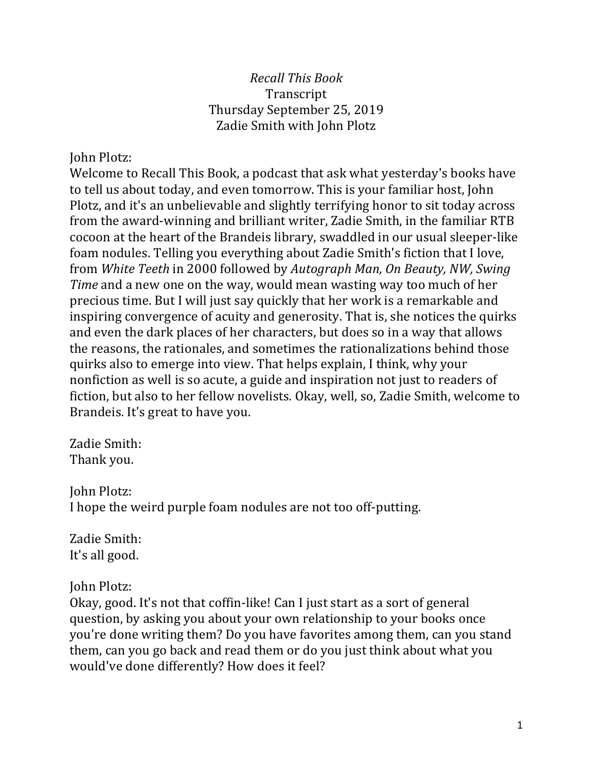*Recall This Book*
Transcript
Thursday September 25, 2019
Zadie Smith with John Plotz

John Plotz:
Welcome to Recall This Book, a podcast that ask what yesterday's books have to tell us about today, and even tomorrow. This is your familiar host, John Plotz, and it's an unbelievable and slightly terrifying honor to sit today across from the award-winning and brilliant writer, Zadie Smith, in the familiar RTB cocoon at the heart of the Brandeis library, swaddled in our usual sleeper-like foam nodules. Telling you everything about Zadie Smith's fiction that I love, from *White Teeth* in 2000 followed by *Autograph Man, On Beauty, NW, Swing Time* and a new one on the way, would mean wasting way too much of her precious time. But I will just say quickly that her work is a remarkable and inspiring convergence of acuity and generosity. That is, she notices the quirks and even the dark places of her characters, but does so in a way that allows the reasons, the rationales, and sometimes the rationalizations behind those quirks also to emerge into view. That helps explain, I think, why your nonfiction as well is so acute, a guide and inspiration not just to readers of fiction, but also to her fellow novelists. Okay, well, so, Zadie Smith, welcome to Brandeis. It's great to have you.

Zadie Smith:
Thank you.

John Plotz:
I hope the weird purple foam nodules are not too off-putting.

Zadie Smith:
It's all good.

John Plotz:
Okay, good. It's not that coffin-like! Can I just start as a sort of general question, by asking you about your own relationship to your books once you're done writing them? Do you have favorites among them, can you stand them, can you go back and read them or do you just think about what you would've done differently? How does it feel?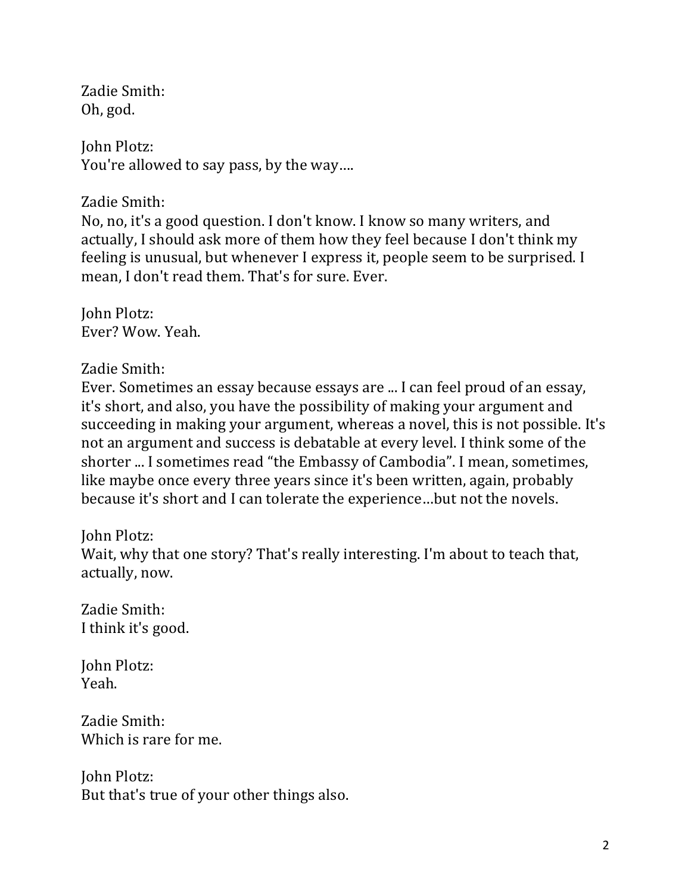Zadie Smith:
Oh, god.

John Plotz:
You're allowed to say pass, by the way….

Zadie Smith:
No, no, it's a good question. I don't know. I know so many writers, and actually, I should ask more of them how they feel because I don't think my feeling is unusual, but whenever I express it, people seem to be surprised. I mean, I don't read them. That's for sure. Ever.

John Plotz:
Ever? Wow. Yeah.

Zadie Smith:
Ever. Sometimes an essay because essays are ... I can feel proud of an essay, it's short, and also, you have the possibility of making your argument and succeeding in making your argument, whereas a novel, this is not possible. It's not an argument and success is debatable at every level. I think some of the shorter ... I sometimes read "the Embassy of Cambodia". I mean, sometimes, like maybe once every three years since it's been written, again, probably because it's short and I can tolerate the experience…but not the novels.

John Plotz:
Wait, why that one story? That's really interesting. I'm about to teach that, actually, now.

Zadie Smith:
I think it's good.

John Plotz:
Yeah.

Zadie Smith:
Which is rare for me.

John Plotz:
But that's true of your other things also.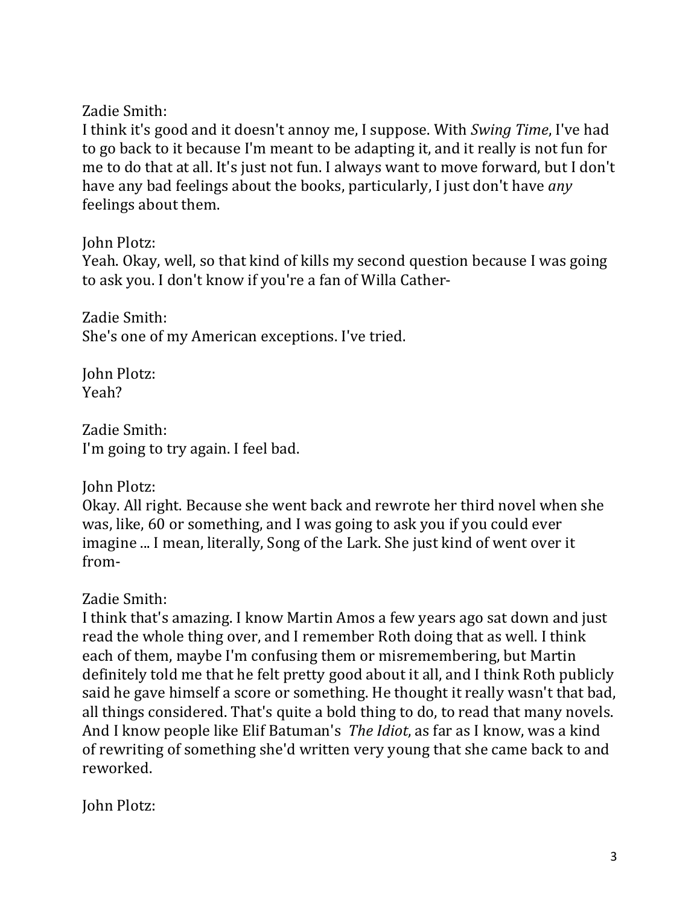Zadie Smith:
I think it's good and it doesn't annoy me, I suppose. With *Swing Time*, I've had to go back to it because I'm meant to be adapting it, and it really is not fun for me to do that at all. It's just not fun. I always want to move forward, but I don't have any bad feelings about the books, particularly, I just don't have *any* feelings about them.

John Plotz:
Yeah. Okay, well, so that kind of kills my second question because I was going to ask you. I don't know if you're a fan of Willa Cather-

Zadie Smith:
She's one of my American exceptions. I've tried.

John Plotz:
Yeah?

Zadie Smith:
I'm going to try again. I feel bad.

John Plotz:
Okay. All right. Because she went back and rewrote her third novel when she was, like, 60 or something, and I was going to ask you if you could ever imagine ... I mean, literally, Song of the Lark. She just kind of went over it from-

Zadie Smith:
I think that's amazing. I know Martin Amos a few years ago sat down and just read the whole thing over, and I remember Roth doing that as well. I think each of them, maybe I'm confusing them or misremembering, but Martin definitely told me that he felt pretty good about it all, and I think Roth publicly said he gave himself a score or something. He thought it really wasn't that bad, all things considered. That's quite a bold thing to do, to read that many novels. And I know people like Elif Batuman's *The Idiot*, as far as I know, was a kind of rewriting of something she'd written very young that she came back to and reworked.

John Plotz: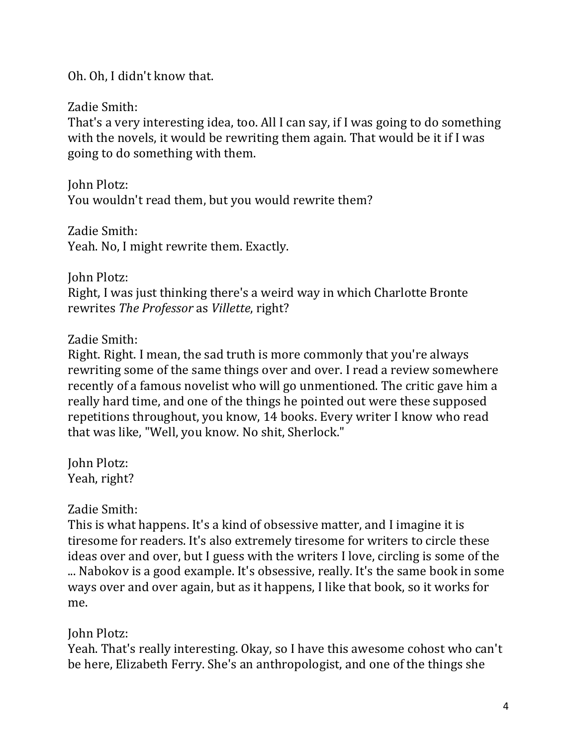Oh. Oh, I didn't know that.

Zadie Smith:
That's a very interesting idea, too. All I can say, if I was going to do something with the novels, it would be rewriting them again. That would be it if I was going to do something with them.

John Plotz:
You wouldn't read them, but you would rewrite them?

Zadie Smith:
Yeah. No, I might rewrite them. Exactly.

John Plotz:
Right, I was just thinking there's a weird way in which Charlotte Bronte rewrites *The Professor* as *Villette*, right?

Zadie Smith:
Right. Right. I mean, the sad truth is more commonly that you're always rewriting some of the same things over and over. I read a review somewhere recently of a famous novelist who will go unmentioned. The critic gave him a really hard time, and one of the things he pointed out were these supposed repetitions throughout, you know, 14 books. Every writer I know who read that was like, "Well, you know. No shit, Sherlock."

John Plotz:
Yeah, right?

Zadie Smith:
This is what happens. It's a kind of obsessive matter, and I imagine it is tiresome for readers. It's also extremely tiresome for writers to circle these ideas over and over, but I guess with the writers I love, circling is some of the ... Nabokov is a good example. It's obsessive, really. It's the same book in some ways over and over again, but as it happens, I like that book, so it works for me.

John Plotz:
Yeah. That's really interesting. Okay, so I have this awesome cohost who can't be here, Elizabeth Ferry. She's an anthropologist, and one of the things she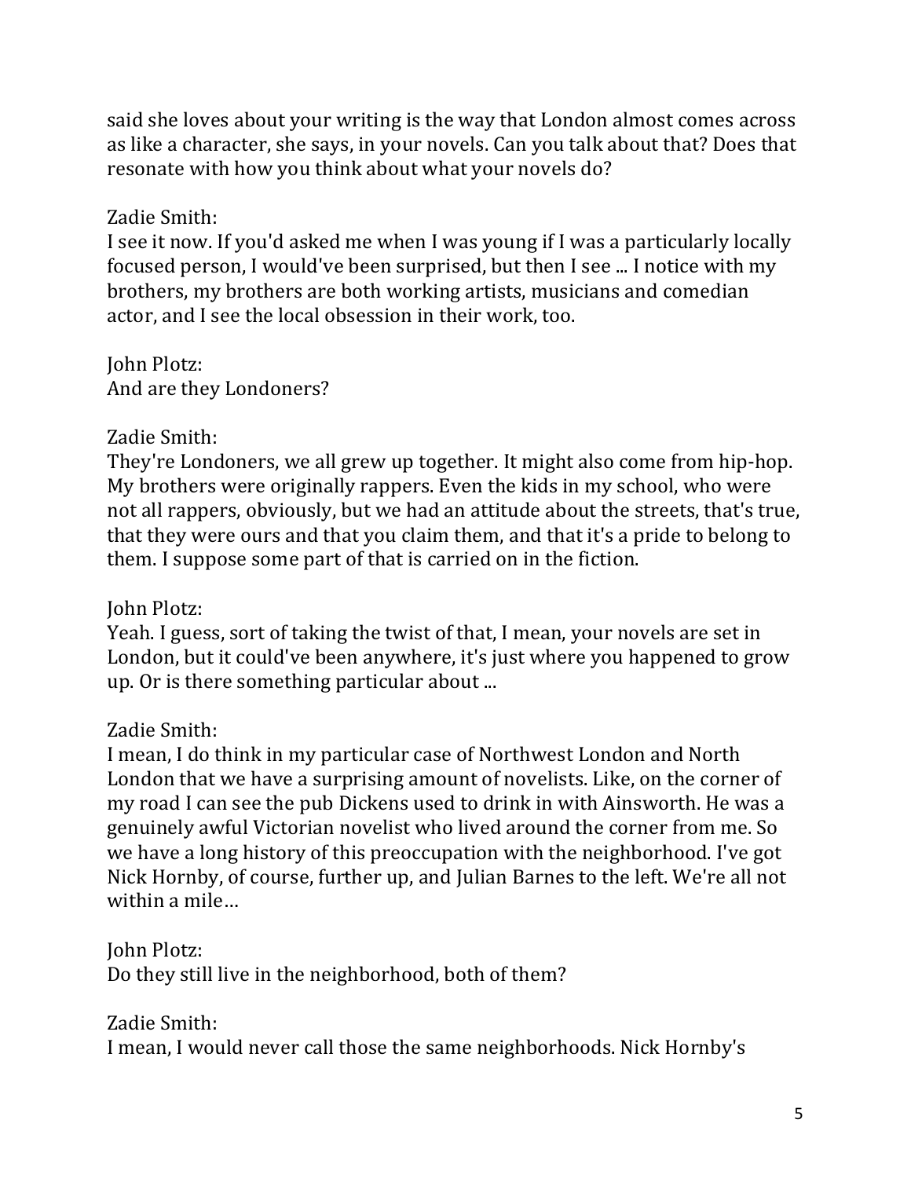said she loves about your writing is the way that London almost comes across as like a character, she says, in your novels. Can you talk about that? Does that resonate with how you think about what your novels do?

Zadie Smith:
I see it now. If you'd asked me when I was young if I was a particularly locally focused person, I would've been surprised, but then I see ... I notice with my brothers, my brothers are both working artists, musicians and comedian actor, and I see the local obsession in their work, too.

John Plotz:
And are they Londoners?

Zadie Smith:
They're Londoners, we all grew up together. It might also come from hip-hop. My brothers were originally rappers. Even the kids in my school, who were not all rappers, obviously, but we had an attitude about the streets, that's true, that they were ours and that you claim them, and that it's a pride to belong to them. I suppose some part of that is carried on in the fiction.

John Plotz:
Yeah. I guess, sort of taking the twist of that, I mean, your novels are set in London, but it could've been anywhere, it's just where you happened to grow up. Or is there something particular about ...

Zadie Smith:
I mean, I do think in my particular case of Northwest London and North London that we have a surprising amount of novelists. Like, on the corner of my road I can see the pub Dickens used to drink in with Ainsworth. He was a genuinely awful Victorian novelist who lived around the corner from me. So we have a long history of this preoccupation with the neighborhood. I've got Nick Hornby, of course, further up, and Julian Barnes to the left. We're all not within a mile…

John Plotz:
Do they still live in the neighborhood, both of them?

Zadie Smith:
I mean, I would never call those the same neighborhoods. Nick Hornby's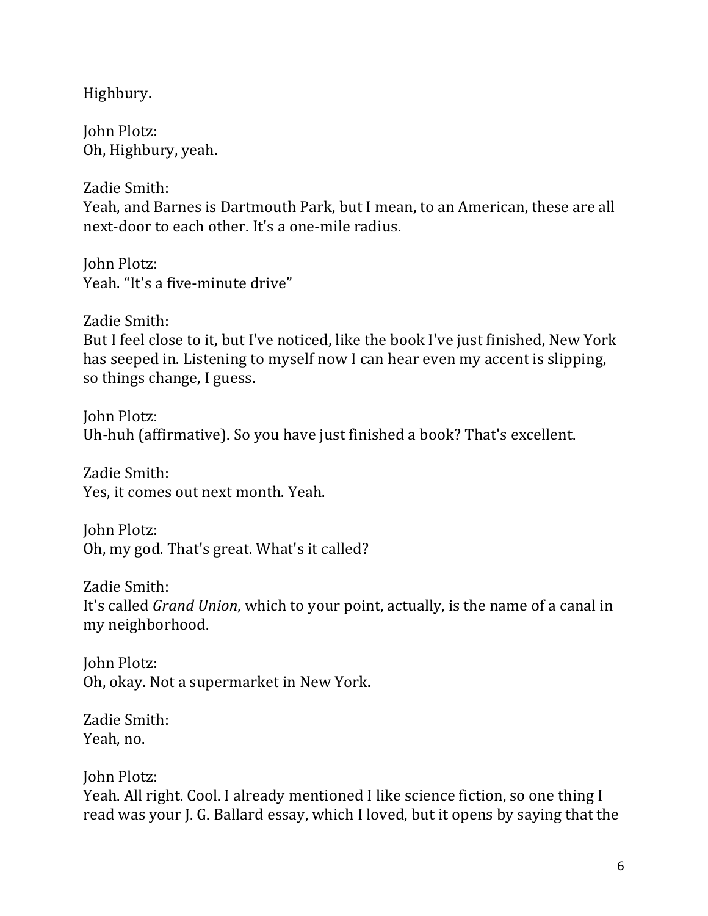Highbury.

John Plotz:
Oh, Highbury, yeah.

Zadie Smith:
Yeah, and Barnes is Dartmouth Park, but I mean, to an American, these are all next-door to each other. It's a one-mile radius.

John Plotz:
Yeah. "It's a five-minute drive"

Zadie Smith:
But I feel close to it, but I've noticed, like the book I've just finished, New York has seeped in. Listening to myself now I can hear even my accent is slipping, so things change, I guess.

John Plotz:
Uh-huh (affirmative). So you have just finished a book? That's excellent.

Zadie Smith:
Yes, it comes out next month. Yeah.

John Plotz:
Oh, my god. That's great. What's it called?

Zadie Smith:
It's called *Grand Union*, which to your point, actually, is the name of a canal in my neighborhood.

John Plotz:
Oh, okay. Not a supermarket in New York.

Zadie Smith:
Yeah, no.

John Plotz:
Yeah. All right. Cool. I already mentioned I like science fiction, so one thing I read was your J. G. Ballard essay, which I loved, but it opens by saying that the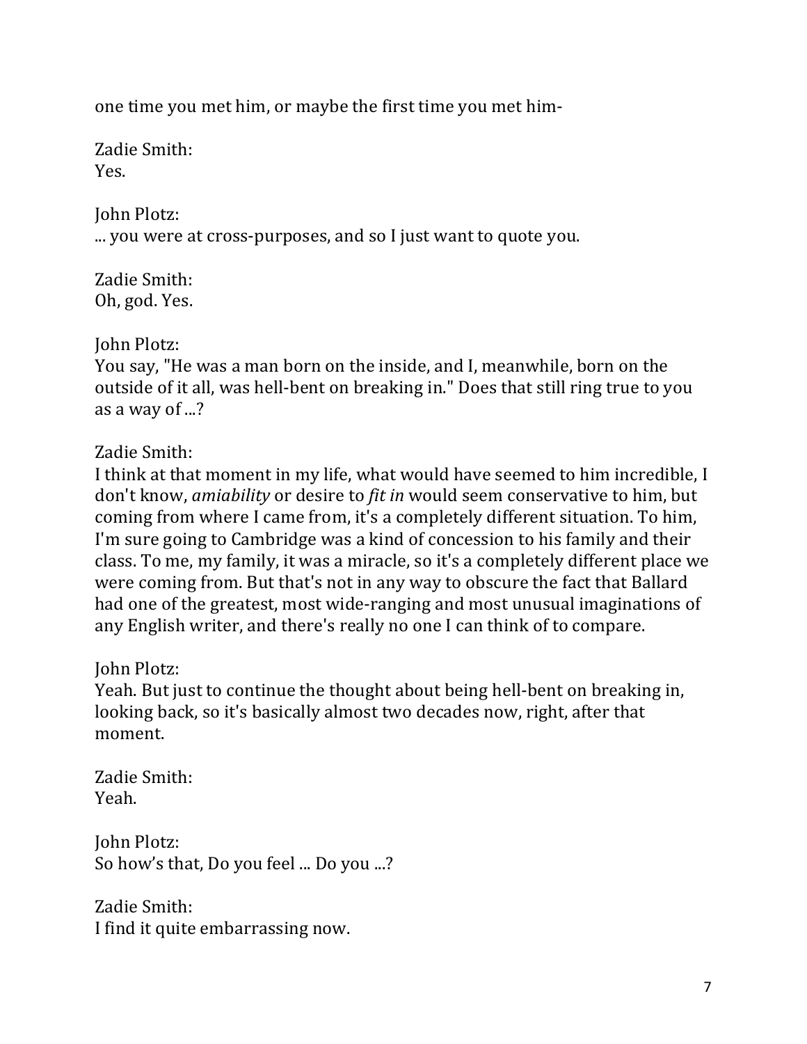one time you met him, or maybe the first time you met him-

Zadie Smith:
Yes.

John Plotz:
... you were at cross-purposes, and so I just want to quote you.

Zadie Smith:
Oh, god. Yes.

John Plotz:
You say, "He was a man born on the inside, and I, meanwhile, born on the outside of it all, was hell-bent on breaking in." Does that still ring true to you as a way of ...?

Zadie Smith:
I think at that moment in my life, what would have seemed to him incredible, I don't know, *amiability* or desire to *fit in* would seem conservative to him, but coming from where I came from, it's a completely different situation. To him, I'm sure going to Cambridge was a kind of concession to his family and their class. To me, my family, it was a miracle, so it's a completely different place we were coming from. But that's not in any way to obscure the fact that Ballard had one of the greatest, most wide-ranging and most unusual imaginations of any English writer, and there's really no one I can think of to compare.

John Plotz:
Yeah. But just to continue the thought about being hell-bent on breaking in, looking back, so it's basically almost two decades now, right, after that moment.

Zadie Smith:
Yeah.

John Plotz:
So how's that, Do you feel ... Do you ...?

Zadie Smith:
I find it quite embarrassing now.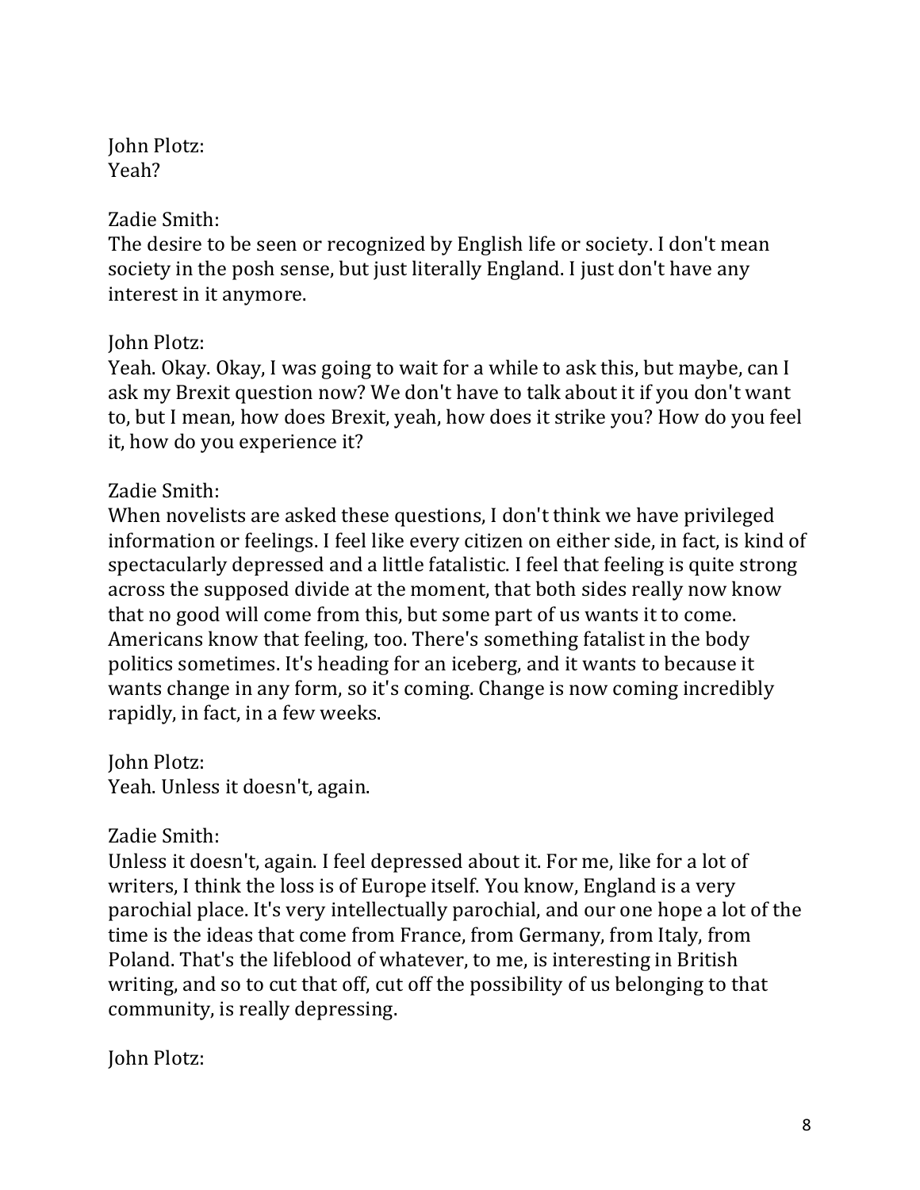John Plotz:
Yeah?

Zadie Smith:
The desire to be seen or recognized by English life or society. I don't mean society in the posh sense, but just literally England. I just don't have any interest in it anymore.

John Plotz:
Yeah. Okay. Okay, I was going to wait for a while to ask this, but maybe, can I ask my Brexit question now? We don't have to talk about it if you don't want to, but I mean, how does Brexit, yeah, how does it strike you? How do you feel it, how do you experience it?

Zadie Smith:
When novelists are asked these questions, I don't think we have privileged information or feelings. I feel like every citizen on either side, in fact, is kind of spectacularly depressed and a little fatalistic. I feel that feeling is quite strong across the supposed divide at the moment, that both sides really now know that no good will come from this, but some part of us wants it to come. Americans know that feeling, too. There's something fatalist in the body politics sometimes. It's heading for an iceberg, and it wants to because it wants change in any form, so it's coming. Change is now coming incredibly rapidly, in fact, in a few weeks.

John Plotz:
Yeah. Unless it doesn't, again.

Zadie Smith:
Unless it doesn't, again. I feel depressed about it. For me, like for a lot of writers, I think the loss is of Europe itself. You know, England is a very parochial place. It's very intellectually parochial, and our one hope a lot of the time is the ideas that come from France, from Germany, from Italy, from Poland. That's the lifeblood of whatever, to me, is interesting in British writing, and so to cut that off, cut off the possibility of us belonging to that community, is really depressing.

John Plotz: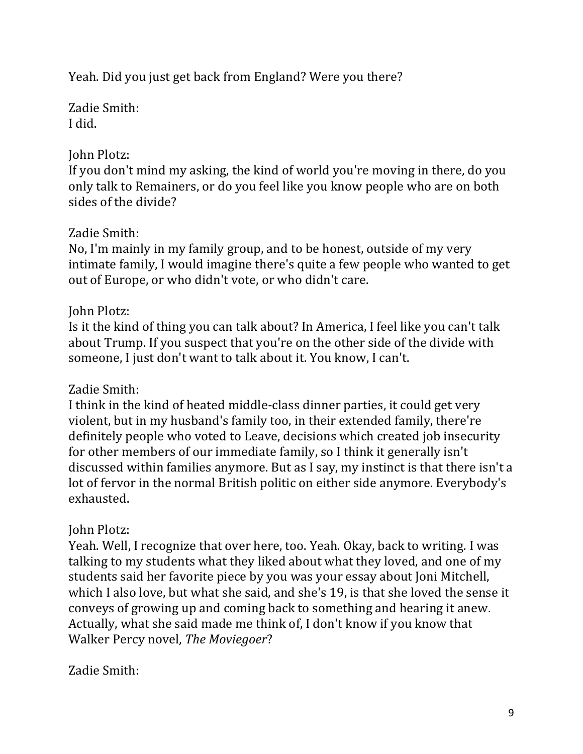Yeah. Did you just get back from England? Were you there?

Zadie Smith:
I did.

John Plotz:
If you don't mind my asking, the kind of world you're moving in there, do you only talk to Remainers, or do you feel like you know people who are on both sides of the divide?

Zadie Smith:
No, I'm mainly in my family group, and to be honest, outside of my very intimate family, I would imagine there's quite a few people who wanted to get out of Europe, or who didn't vote, or who didn't care.

John Plotz:
Is it the kind of thing you can talk about? In America, I feel like you can't talk about Trump. If you suspect that you're on the other side of the divide with someone, I just don't want to talk about it. You know, I can't.

Zadie Smith:
I think in the kind of heated middle-class dinner parties, it could get very violent, but in my husband's family too, in their extended family, there're definitely people who voted to Leave, decisions which created job insecurity for other members of our immediate family, so I think it generally isn't discussed within families anymore. But as I say, my instinct is that there isn't a lot of fervor in the normal British politic on either side anymore. Everybody's exhausted.

John Plotz:
Yeah. Well, I recognize that over here, too. Yeah. Okay, back to writing. I was talking to my students what they liked about what they loved, and one of my students said her favorite piece by you was your essay about Joni Mitchell, which I also love, but what she said, and she's 19, is that she loved the sense it conveys of growing up and coming back to something and hearing it anew. Actually, what she said made me think of, I don't know if you know that Walker Percy novel, *The Moviegoer*?

Zadie Smith: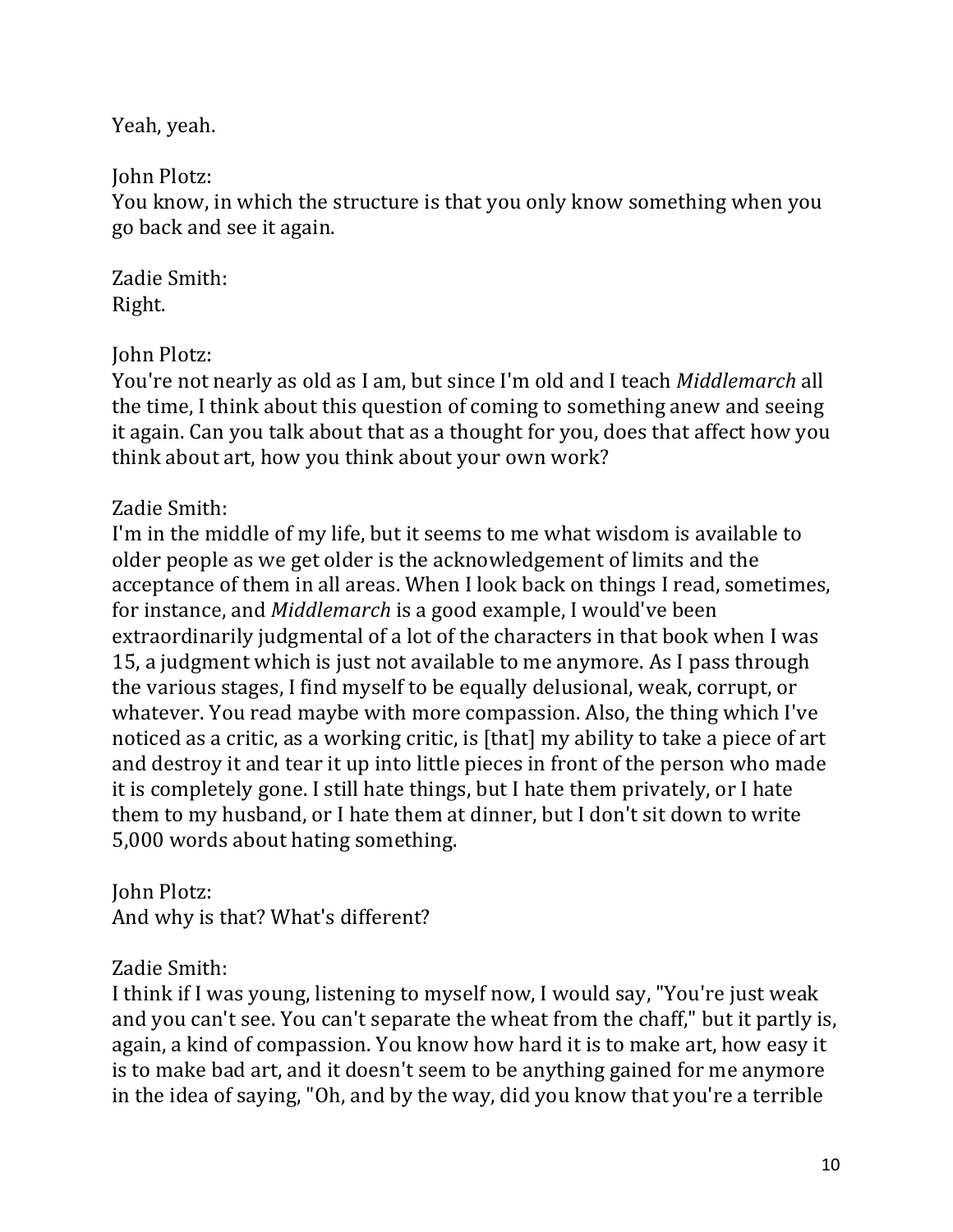Yeah, yeah.

John Plotz:
You know, in which the structure is that you only know something when you go back and see it again.

Zadie Smith:
Right.

John Plotz:
You're not nearly as old as I am, but since I'm old and I teach *Middlemarch* all the time, I think about this question of coming to something anew and seeing it again. Can you talk about that as a thought for you, does that affect how you think about art, how you think about your own work?

Zadie Smith:
I'm in the middle of my life, but it seems to me what wisdom is available to older people as we get older is the acknowledgement of limits and the acceptance of them in all areas. When I look back on things I read, sometimes, for instance, and *Middlemarch* is a good example, I would've been extraordinarily judgmental of a lot of the characters in that book when I was 15, a judgment which is just not available to me anymore. As I pass through the various stages, I find myself to be equally delusional, weak, corrupt, or whatever. You read maybe with more compassion. Also, the thing which I've noticed as a critic, as a working critic, is [that] my ability to take a piece of art and destroy it and tear it up into little pieces in front of the person who made it is completely gone. I still hate things, but I hate them privately, or I hate them to my husband, or I hate them at dinner, but I don't sit down to write 5,000 words about hating something.

John Plotz:
And why is that? What's different?

Zadie Smith:
I think if I was young, listening to myself now, I would say, "You're just weak and you can't see. You can't separate the wheat from the chaff," but it partly is, again, a kind of compassion. You know how hard it is to make art, how easy it is to make bad art, and it doesn't seem to be anything gained for me anymore in the idea of saying, "Oh, and by the way, did you know that you're a terrible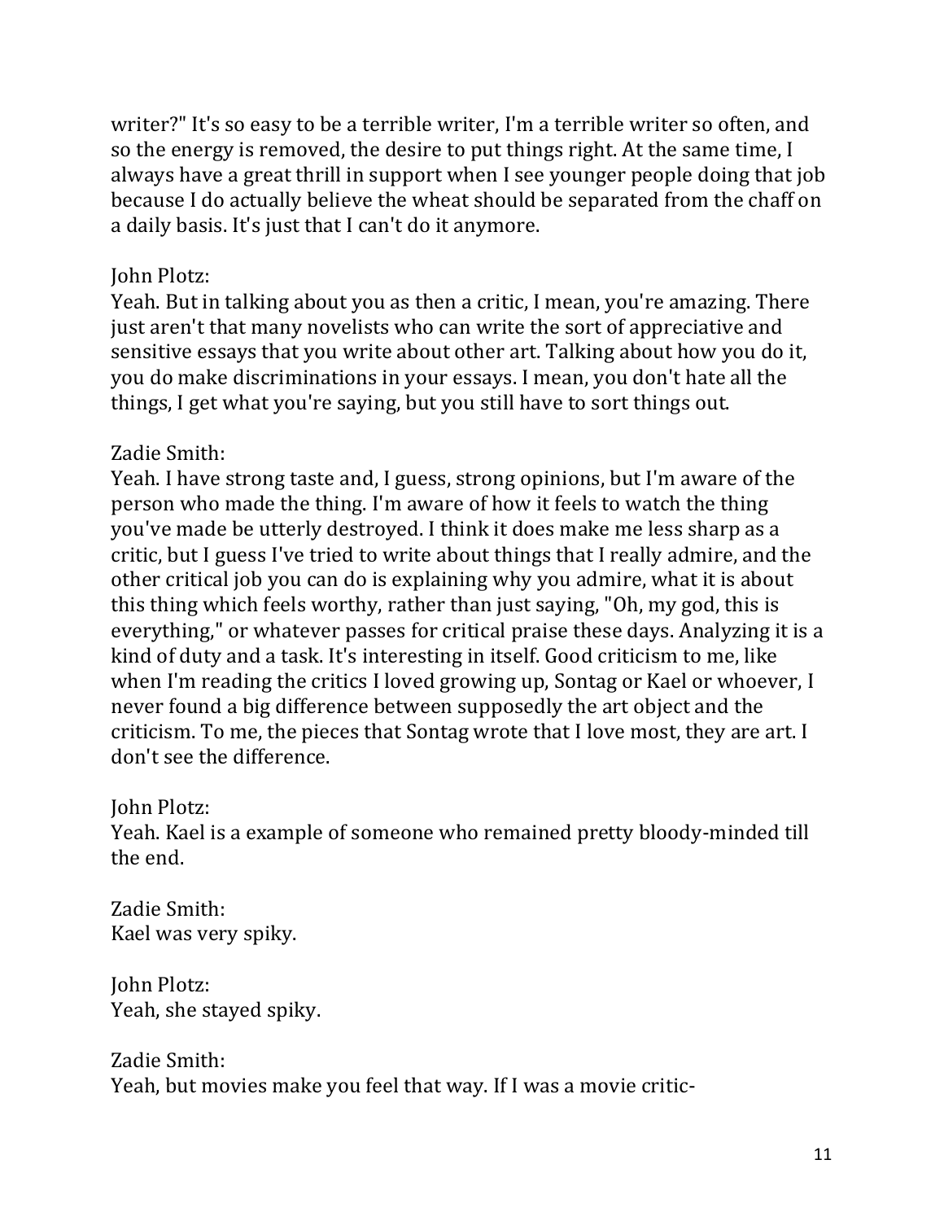writer?" It's so easy to be a terrible writer, I'm a terrible writer so often, and so the energy is removed, the desire to put things right. At the same time, I always have a great thrill in support when I see younger people doing that job because I do actually believe the wheat should be separated from the chaff on a daily basis. It's just that I can't do it anymore.

John Plotz:
Yeah. But in talking about you as then a critic, I mean, you're amazing. There just aren't that many novelists who can write the sort of appreciative and sensitive essays that you write about other art. Talking about how you do it, you do make discriminations in your essays. I mean, you don't hate all the things, I get what you're saying, but you still have to sort things out.

Zadie Smith:
Yeah. I have strong taste and, I guess, strong opinions, but I'm aware of the person who made the thing. I'm aware of how it feels to watch the thing you've made be utterly destroyed. I think it does make me less sharp as a critic, but I guess I've tried to write about things that I really admire, and the other critical job you can do is explaining why you admire, what it is about this thing which feels worthy, rather than just saying, "Oh, my god, this is everything," or whatever passes for critical praise these days. Analyzing it is a kind of duty and a task. It's interesting in itself. Good criticism to me, like when I'm reading the critics I loved growing up, Sontag or Kael or whoever, I never found a big difference between supposedly the art object and the criticism. To me, the pieces that Sontag wrote that I love most, they are art. I don't see the difference.

John Plotz:
Yeah. Kael is a example of someone who remained pretty bloody-minded till the end.

Zadie Smith:
Kael was very spiky.

John Plotz:
Yeah, she stayed spiky.

Zadie Smith:
Yeah, but movies make you feel that way. If I was a movie critic-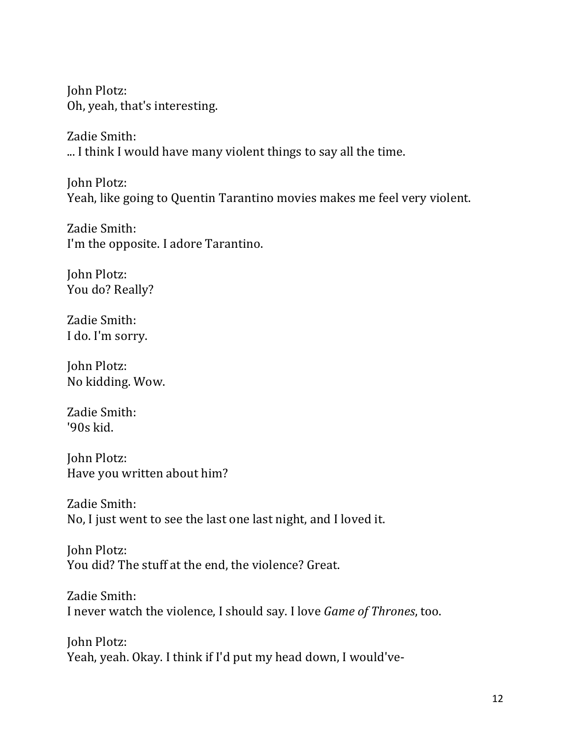John Plotz:
Oh, yeah, that's interesting.

Zadie Smith:
... I think I would have many violent things to say all the time.

John Plotz:
Yeah, like going to Quentin Tarantino movies makes me feel very violent.

Zadie Smith:
I'm the opposite. I adore Tarantino.

John Plotz:
You do? Really?

Zadie Smith:
I do. I'm sorry.

John Plotz:
No kidding. Wow.

Zadie Smith:
'90s kid.

John Plotz:
Have you written about him?

Zadie Smith:
No, I just went to see the last one last night, and I loved it.

John Plotz:
You did? The stuff at the end, the violence? Great.

Zadie Smith:
I never watch the violence, I should say. I love *Game of Thrones*, too.

John Plotz:
Yeah, yeah. Okay. I think if I'd put my head down, I would've-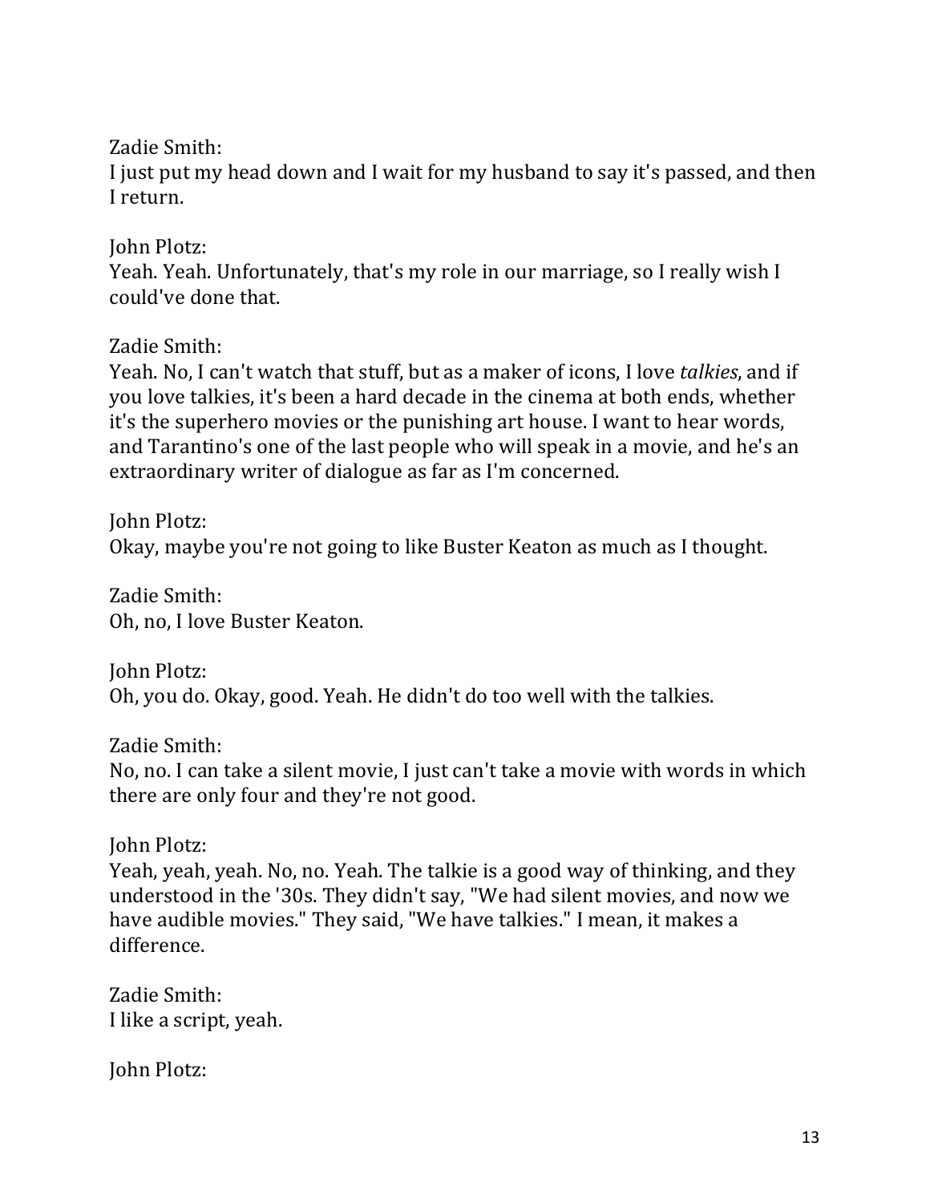Zadie Smith:
I just put my head down and I wait for my husband to say it's passed, and then I return.

John Plotz:
Yeah. Yeah. Unfortunately, that's my role in our marriage, so I really wish I could've done that.

Zadie Smith:
Yeah. No, I can't watch that stuff, but as a maker of icons, I love *talkies*, and if you love talkies, it's been a hard decade in the cinema at both ends, whether it's the superhero movies or the punishing art house. I want to hear words, and Tarantino's one of the last people who will speak in a movie, and he's an extraordinary writer of dialogue as far as I'm concerned.

John Plotz:
Okay, maybe you're not going to like Buster Keaton as much as I thought.

Zadie Smith:
Oh, no, I love Buster Keaton.

John Plotz:
Oh, you do. Okay, good. Yeah. He didn't do too well with the talkies.

Zadie Smith:
No, no. I can take a silent movie, I just can't take a movie with words in which there are only four and they're not good.

John Plotz:
Yeah, yeah, yeah. No, no. Yeah. The talkie is a good way of thinking, and they understood in the '30s. They didn't say, "We had silent movies, and now we have audible movies." They said, "We have talkies." I mean, it makes a difference.

Zadie Smith:
I like a script, yeah.

John Plotz: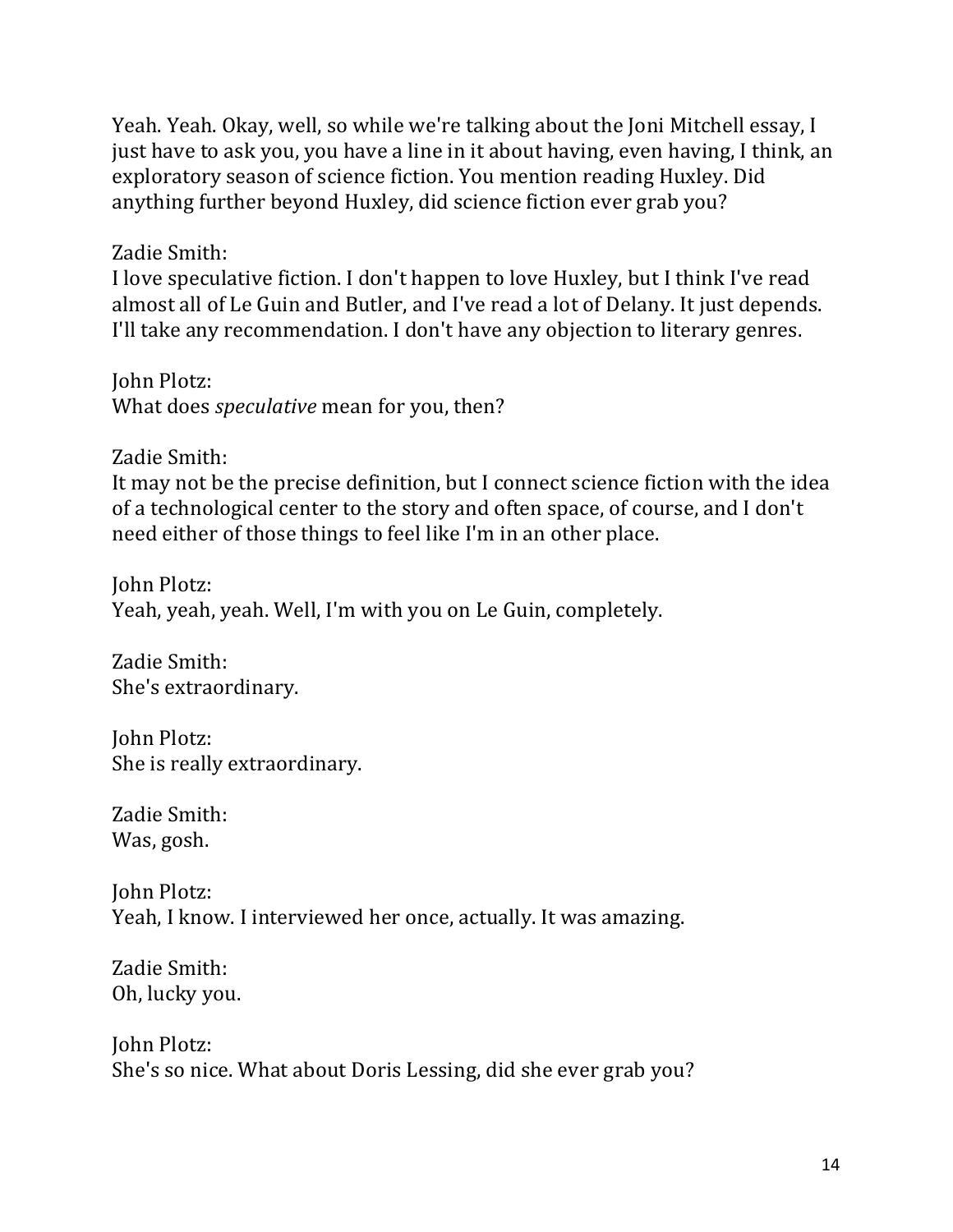Yeah. Yeah. Okay, well, so while we're talking about the Joni Mitchell essay, I just have to ask you, you have a line in it about having, even having, I think, an exploratory season of science fiction. You mention reading Huxley. Did anything further beyond Huxley, did science fiction ever grab you?

Zadie Smith:
I love speculative fiction. I don't happen to love Huxley, but I think I've read almost all of Le Guin and Butler, and I've read a lot of Delany. It just depends. I'll take any recommendation. I don't have any objection to literary genres.

John Plotz:
What does *speculative* mean for you, then?

Zadie Smith:
It may not be the precise definition, but I connect science fiction with the idea of a technological center to the story and often space, of course, and I don't need either of those things to feel like I'm in an other place.

John Plotz:
Yeah, yeah, yeah. Well, I'm with you on Le Guin, completely.

Zadie Smith:
She's extraordinary.

John Plotz:
She is really extraordinary.

Zadie Smith:
Was, gosh.

John Plotz:
Yeah, I know. I interviewed her once, actually. It was amazing.

Zadie Smith:
Oh, lucky you.

John Plotz:
She's so nice. What about Doris Lessing, did she ever grab you?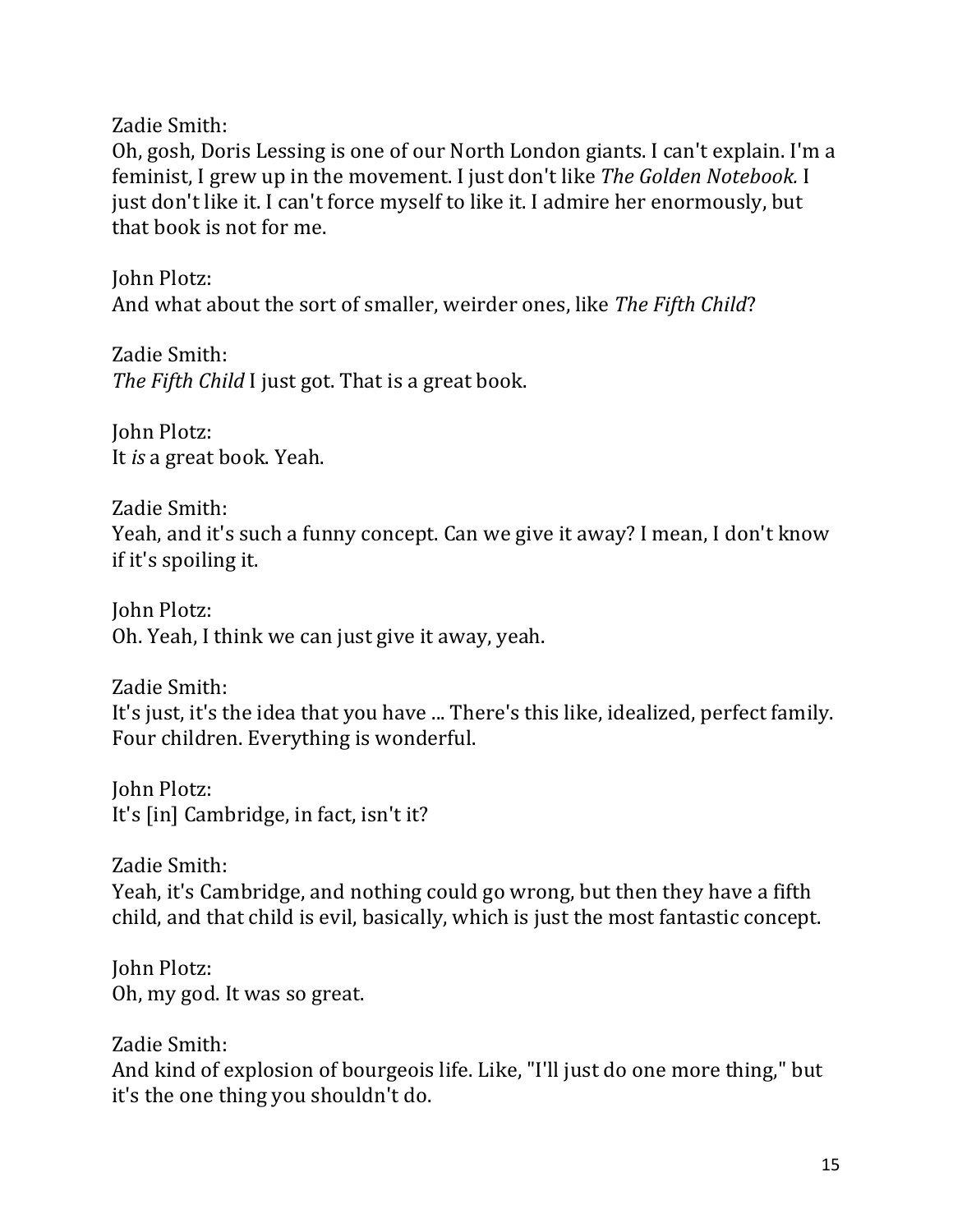Zadie Smith:
Oh, gosh, Doris Lessing is one of our North London giants. I can't explain. I'm a feminist, I grew up in the movement. I just don't like *The Golden Notebook.* I just don't like it. I can't force myself to like it. I admire her enormously, but that book is not for me.

John Plotz:
And what about the sort of smaller, weirder ones, like *The Fifth Child*?

Zadie Smith:
*The Fifth Child* I just got. That is a great book.

John Plotz:
It *is* a great book. Yeah.

Zadie Smith:
Yeah, and it's such a funny concept. Can we give it away? I mean, I don't know if it's spoiling it.

John Plotz:
Oh. Yeah, I think we can just give it away, yeah.

Zadie Smith:
It's just, it's the idea that you have ... There's this like, idealized, perfect family. Four children. Everything is wonderful.

John Plotz:
It's [in] Cambridge, in fact, isn't it?

Zadie Smith:
Yeah, it's Cambridge, and nothing could go wrong, but then they have a fifth child, and that child is evil, basically, which is just the most fantastic concept.

John Plotz:
Oh, my god. It was so great.

Zadie Smith:
And kind of explosion of bourgeois life. Like, "I'll just do one more thing," but it's the one thing you shouldn't do.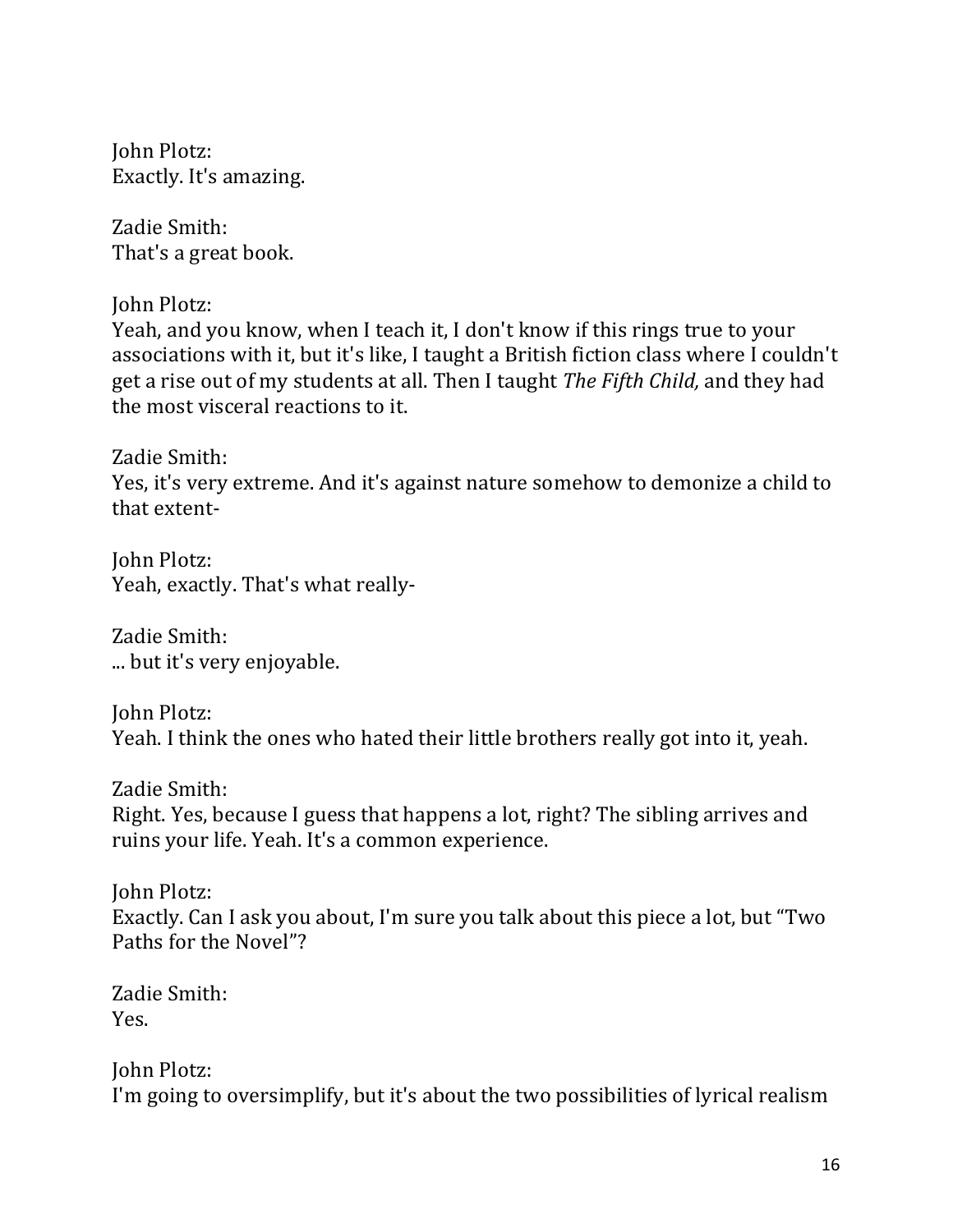John Plotz:
Exactly. It's amazing.

Zadie Smith:
That's a great book.

John Plotz:
Yeah, and you know, when I teach it, I don't know if this rings true to your associations with it, but it's like, I taught a British fiction class where I couldn't get a rise out of my students at all. Then I taught *The Fifth Child,* and they had the most visceral reactions to it.

Zadie Smith:
Yes, it's very extreme. And it's against nature somehow to demonize a child to that extent-

John Plotz:
Yeah, exactly. That's what really-

Zadie Smith:
... but it's very enjoyable.

John Plotz:
Yeah. I think the ones who hated their little brothers really got into it, yeah.

Zadie Smith:
Right. Yes, because I guess that happens a lot, right? The sibling arrives and ruins your life. Yeah. It's a common experience.

John Plotz:
Exactly. Can I ask you about, I'm sure you talk about this piece a lot, but "Two Paths for the Novel"?

Zadie Smith:
Yes.

John Plotz:
I'm going to oversimplify, but it's about the two possibilities of lyrical realism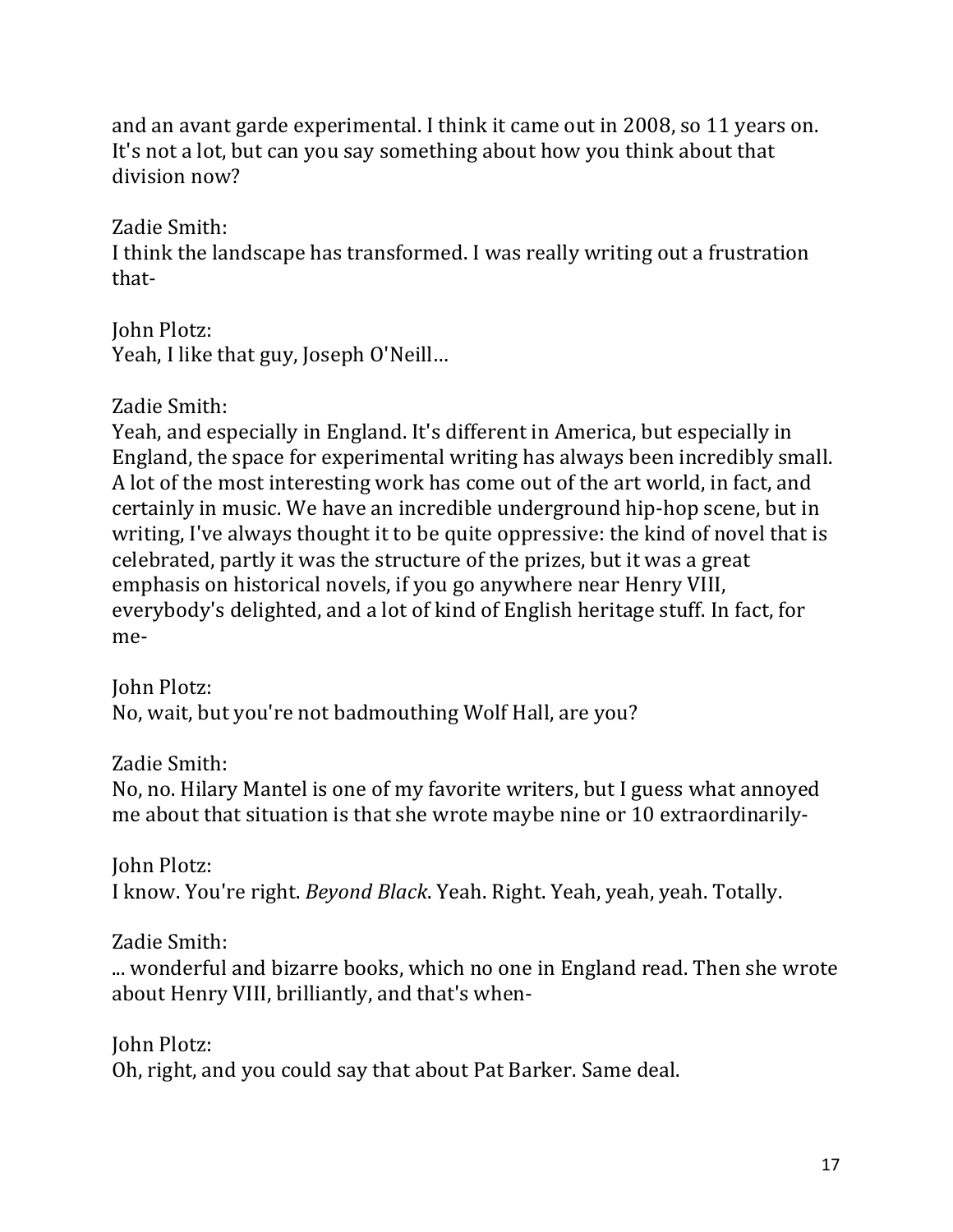and an avant garde experimental. I think it came out in 2008, so 11 years on. It's not a lot, but can you say something about how you think about that division now?

Zadie Smith:
I think the landscape has transformed. I was really writing out a frustration that-

John Plotz:
Yeah, I like that guy, Joseph O'Neill…

Zadie Smith:
Yeah, and especially in England. It's different in America, but especially in England, the space for experimental writing has always been incredibly small. A lot of the most interesting work has come out of the art world, in fact, and certainly in music. We have an incredible underground hip-hop scene, but in writing, I've always thought it to be quite oppressive: the kind of novel that is celebrated, partly it was the structure of the prizes, but it was a great emphasis on historical novels, if you go anywhere near Henry VIII, everybody's delighted, and a lot of kind of English heritage stuff. In fact, for me-

John Plotz:
No, wait, but you're not badmouthing Wolf Hall, are you?

Zadie Smith:
No, no. Hilary Mantel is one of my favorite writers, but I guess what annoyed me about that situation is that she wrote maybe nine or 10 extraordinarily-

John Plotz:
I know. You're right. *Beyond Black*. Yeah. Right. Yeah, yeah, yeah. Totally.

Zadie Smith:
... wonderful and bizarre books, which no one in England read. Then she wrote about Henry VIII, brilliantly, and that's when-

John Plotz:
Oh, right, and you could say that about Pat Barker. Same deal.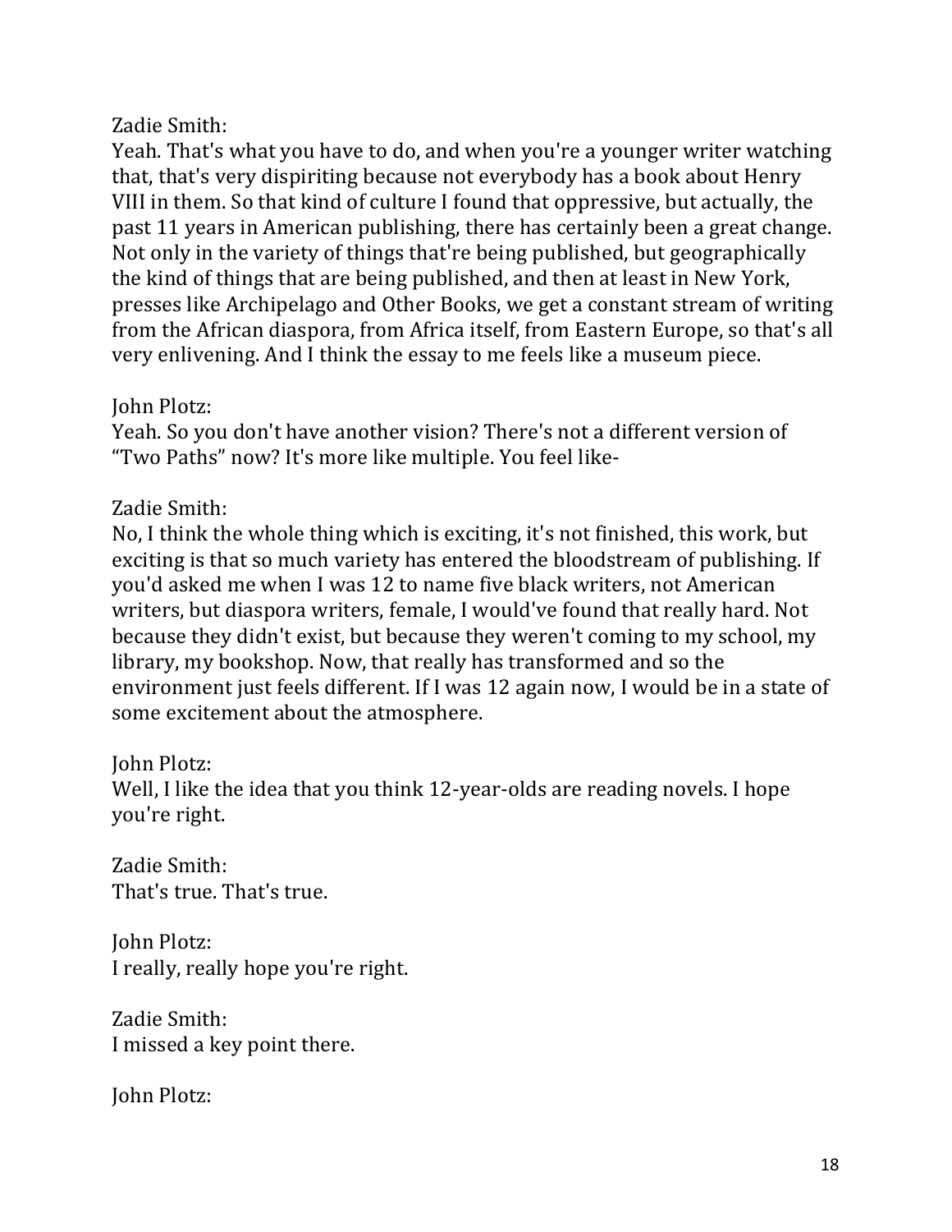Zadie Smith:
Yeah. That's what you have to do, and when you're a younger writer watching that, that's very dispiriting because not everybody has a book about Henry VIII in them. So that kind of culture I found that oppressive, but actually, the past 11 years in American publishing, there has certainly been a great change. Not only in the variety of things that're being published, but geographically the kind of things that are being published, and then at least in New York, presses like Archipelago and Other Books, we get a constant stream of writing from the African diaspora, from Africa itself, from Eastern Europe, so that's all very enlivening. And I think the essay to me feels like a museum piece.

John Plotz:
Yeah. So you don't have another vision? There's not a different version of "Two Paths" now? It's more like multiple. You feel like-

Zadie Smith:
No, I think the whole thing which is exciting, it's not finished, this work, but exciting is that so much variety has entered the bloodstream of publishing. If you'd asked me when I was 12 to name five black writers, not American writers, but diaspora writers, female, I would've found that really hard. Not because they didn't exist, but because they weren't coming to my school, my library, my bookshop. Now, that really has transformed and so the environment just feels different. If I was 12 again now, I would be in a state of some excitement about the atmosphere.

John Plotz:
Well, I like the idea that you think 12-year-olds are reading novels. I hope you're right.

Zadie Smith:
That's true. That's true.

John Plotz:
I really, really hope you're right.

Zadie Smith:
I missed a key point there.

John Plotz: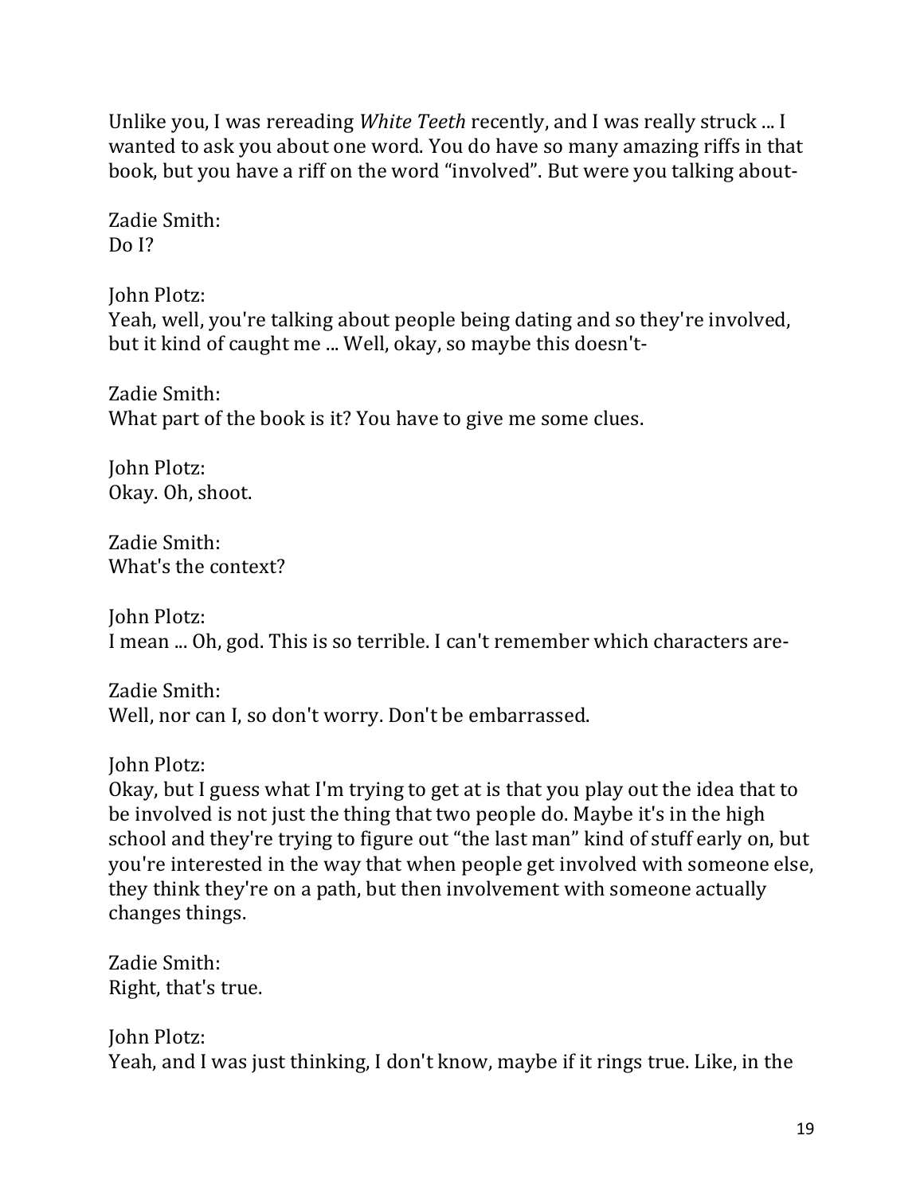Unlike you, I was rereading *White Teeth* recently, and I was really struck ... I wanted to ask you about one word. You do have so many amazing riffs in that book, but you have a riff on the word "involved". But were you talking about-

Zadie Smith:
Do I?

John Plotz:
Yeah, well, you're talking about people being dating and so they're involved, but it kind of caught me ... Well, okay, so maybe this doesn't-

Zadie Smith:
What part of the book is it? You have to give me some clues.

John Plotz:
Okay. Oh, shoot.

Zadie Smith:
What's the context?

John Plotz:
I mean ... Oh, god. This is so terrible. I can't remember which characters are-

Zadie Smith:
Well, nor can I, so don't worry. Don't be embarrassed.

John Plotz:
Okay, but I guess what I'm trying to get at is that you play out the idea that to be involved is not just the thing that two people do. Maybe it's in the high school and they're trying to figure out "the last man" kind of stuff early on, but you're interested in the way that when people get involved with someone else, they think they're on a path, but then involvement with someone actually changes things.

Zadie Smith:
Right, that's true.

John Plotz:
Yeah, and I was just thinking, I don't know, maybe if it rings true. Like, in the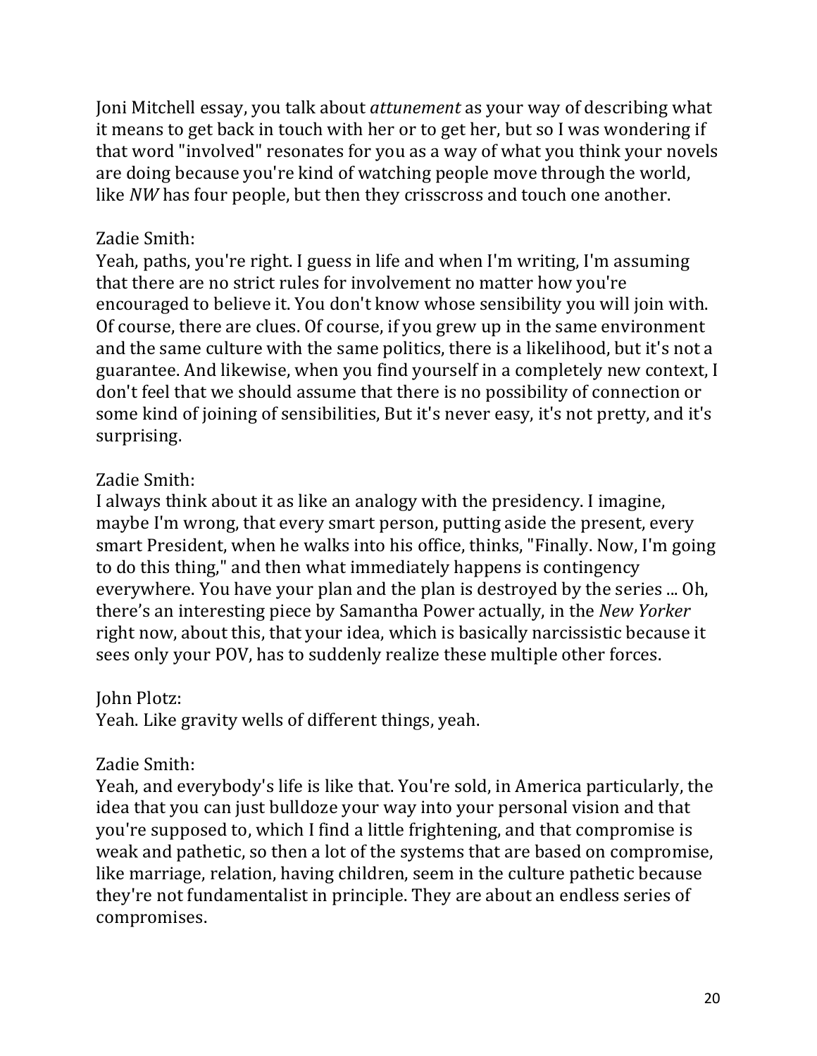Joni Mitchell essay, you talk about *attunement* as your way of describing what it means to get back in touch with her or to get her, but so I was wondering if that word "involved" resonates for you as a way of what you think your novels are doing because you're kind of watching people move through the world, like *NW* has four people, but then they crisscross and touch one another.

Zadie Smith:
Yeah, paths, you're right. I guess in life and when I'm writing, I'm assuming that there are no strict rules for involvement no matter how you're encouraged to believe it. You don't know whose sensibility you will join with. Of course, there are clues. Of course, if you grew up in the same environment and the same culture with the same politics, there is a likelihood, but it's not a guarantee. And likewise, when you find yourself in a completely new context, I don't feel that we should assume that there is no possibility of connection or some kind of joining of sensibilities, But it's never easy, it's not pretty, and it's surprising.

Zadie Smith:
I always think about it as like an analogy with the presidency. I imagine, maybe I'm wrong, that every smart person, putting aside the present, every smart President, when he walks into his office, thinks, "Finally. Now, I'm going to do this thing," and then what immediately happens is contingency everywhere. You have your plan and the plan is destroyed by the series ... Oh, there's an interesting piece by Samantha Power actually, in the *New Yorker* right now, about this, that your idea, which is basically narcissistic because it sees only your POV, has to suddenly realize these multiple other forces.

John Plotz:
Yeah. Like gravity wells of different things, yeah.

Zadie Smith:
Yeah, and everybody's life is like that. You're sold, in America particularly, the idea that you can just bulldoze your way into your personal vision and that you're supposed to, which I find a little frightening, and that compromise is weak and pathetic, so then a lot of the systems that are based on compromise, like marriage, relation, having children, seem in the culture pathetic because they're not fundamentalist in principle. They are about an endless series of compromises.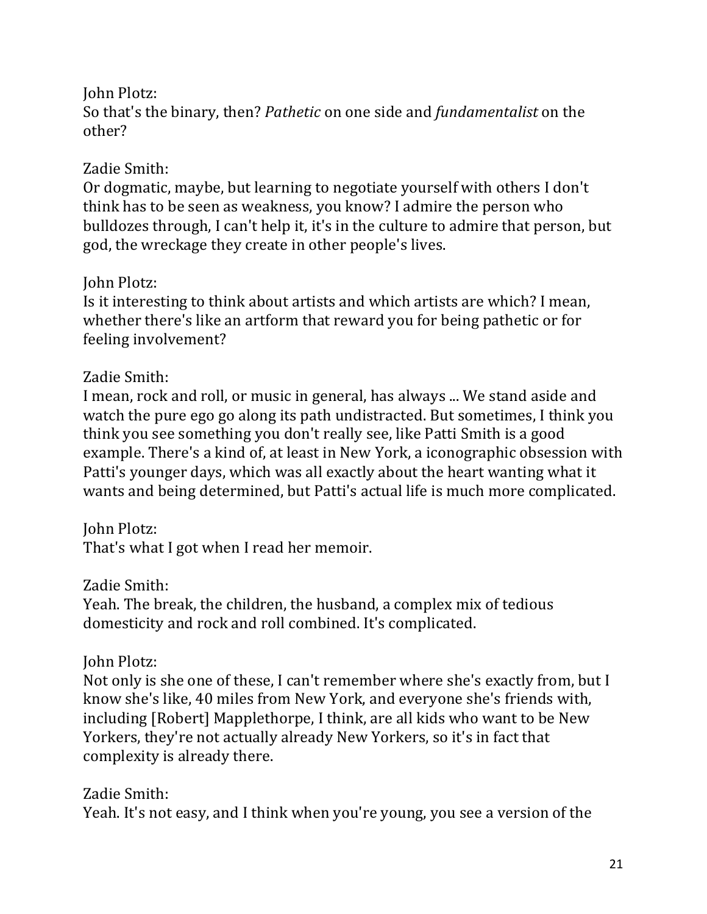John Plotz:
So that's the binary, then? *Pathetic* on one side and *fundamentalist* on the other?

Zadie Smith:
Or dogmatic, maybe, but learning to negotiate yourself with others I don't think has to be seen as weakness, you know? I admire the person who bulldozes through, I can't help it, it's in the culture to admire that person, but god, the wreckage they create in other people's lives.

John Plotz:
Is it interesting to think about artists and which artists are which? I mean, whether there's like an artform that reward you for being pathetic or for feeling involvement?

Zadie Smith:
I mean, rock and roll, or music in general, has always ... We stand aside and watch the pure ego go along its path undistracted. But sometimes, I think you think you see something you don't really see, like Patti Smith is a good example. There's a kind of, at least in New York, a iconographic obsession with Patti's younger days, which was all exactly about the heart wanting what it wants and being determined, but Patti's actual life is much more complicated.

John Plotz:
That's what I got when I read her memoir.

Zadie Smith:
Yeah. The break, the children, the husband, a complex mix of tedious domesticity and rock and roll combined. It's complicated.

John Plotz:
Not only is she one of these, I can't remember where she's exactly from, but I know she's like, 40 miles from New York, and everyone she's friends with, including [Robert] Mapplethorpe, I think, are all kids who want to be New Yorkers, they're not actually already New Yorkers, so it's in fact that complexity is already there.

Zadie Smith:
Yeah. It's not easy, and I think when you're young, you see a version of the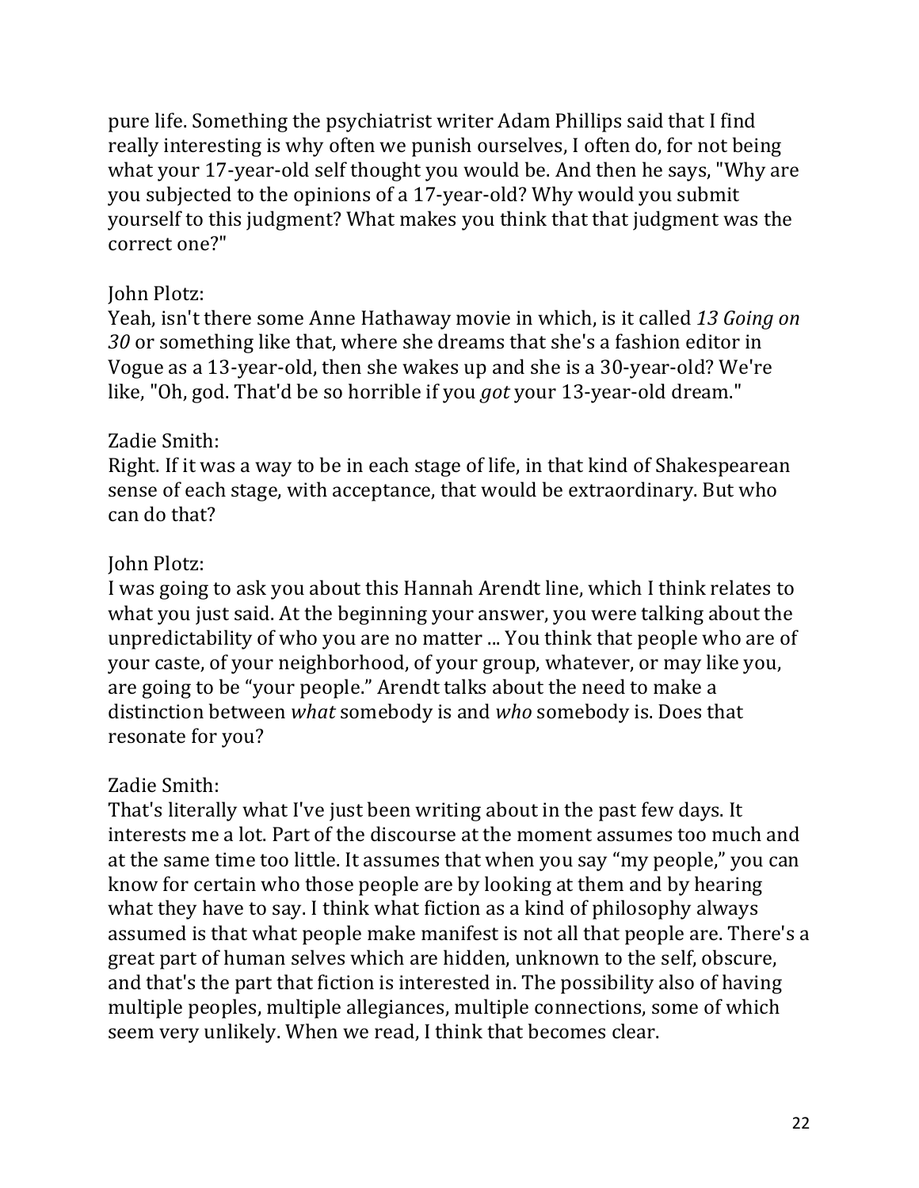pure life. Something the psychiatrist writer Adam Phillips said that I find really interesting is why often we punish ourselves, I often do, for not being what your 17-year-old self thought you would be. And then he says, "Why are you subjected to the opinions of a 17-year-old? Why would you submit yourself to this judgment? What makes you think that that judgment was the correct one?"

John Plotz:
Yeah, isn't there some Anne Hathaway movie in which, is it called *13 Going on 30* or something like that, where she dreams that she's a fashion editor in Vogue as a 13-year-old, then she wakes up and she is a 30-year-old? We're like, "Oh, god. That'd be so horrible if you *got* your 13-year-old dream."

Zadie Smith:
Right. If it was a way to be in each stage of life, in that kind of Shakespearean sense of each stage, with acceptance, that would be extraordinary. But who can do that?

John Plotz:
I was going to ask you about this Hannah Arendt line, which I think relates to what you just said. At the beginning your answer, you were talking about the unpredictability of who you are no matter ... You think that people who are of your caste, of your neighborhood, of your group, whatever, or may like you, are going to be "your people." Arendt talks about the need to make a distinction between *what* somebody is and *who* somebody is. Does that resonate for you?

Zadie Smith:
That's literally what I've just been writing about in the past few days. It interests me a lot. Part of the discourse at the moment assumes too much and at the same time too little. It assumes that when you say "my people," you can know for certain who those people are by looking at them and by hearing what they have to say. I think what fiction as a kind of philosophy always assumed is that what people make manifest is not all that people are. There's a great part of human selves which are hidden, unknown to the self, obscure, and that's the part that fiction is interested in. The possibility also of having multiple peoples, multiple allegiances, multiple connections, some of which seem very unlikely. When we read, I think that becomes clear.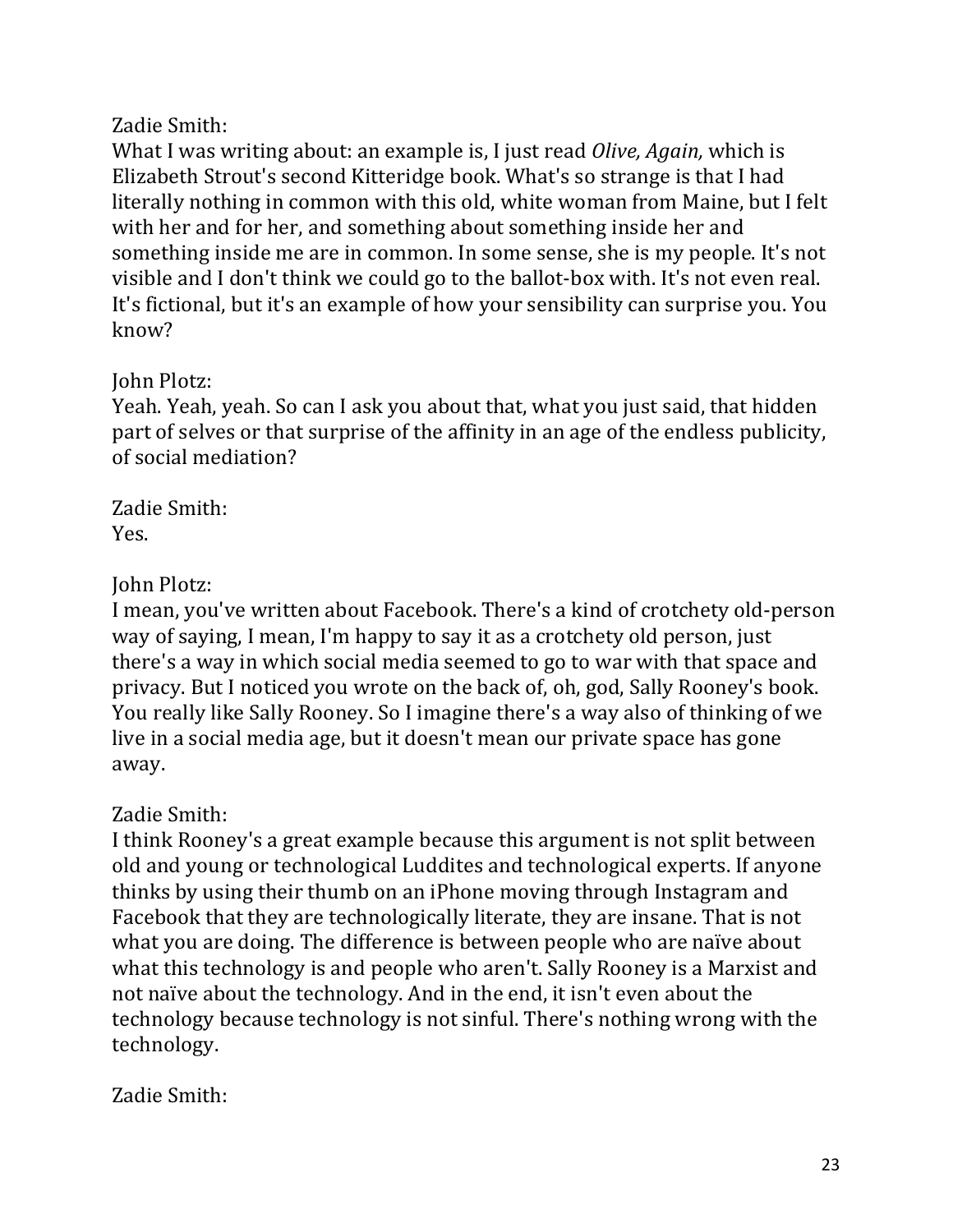Zadie Smith:
What I was writing about: an example is, I just read *Olive, Again,* which is Elizabeth Strout's second Kitteridge book. What's so strange is that I had literally nothing in common with this old, white woman from Maine, but I felt with her and for her, and something about something inside her and something inside me are in common. In some sense, she is my people. It's not visible and I don't think we could go to the ballot-box with. It's not even real. It's fictional, but it's an example of how your sensibility can surprise you. You know?

John Plotz:
Yeah. Yeah, yeah. So can I ask you about that, what you just said, that hidden part of selves or that surprise of the affinity in an age of the endless publicity, of social mediation?

Zadie Smith:
Yes.

John Plotz:
I mean, you've written about Facebook. There's a kind of crotchety old-person way of saying, I mean, I'm happy to say it as a crotchety old person, just there's a way in which social media seemed to go to war with that space and privacy. But I noticed you wrote on the back of, oh, god, Sally Rooney's book. You really like Sally Rooney. So I imagine there's a way also of thinking of we live in a social media age, but it doesn't mean our private space has gone away.

Zadie Smith:
I think Rooney's a great example because this argument is not split between old and young or technological Luddites and technological experts. If anyone thinks by using their thumb on an iPhone moving through Instagram and Facebook that they are technologically literate, they are insane. That is not what you are doing. The difference is between people who are naïve about what this technology is and people who aren't. Sally Rooney is a Marxist and not naïve about the technology. And in the end, it isn't even about the technology because technology is not sinful. There's nothing wrong with the technology.

Zadie Smith: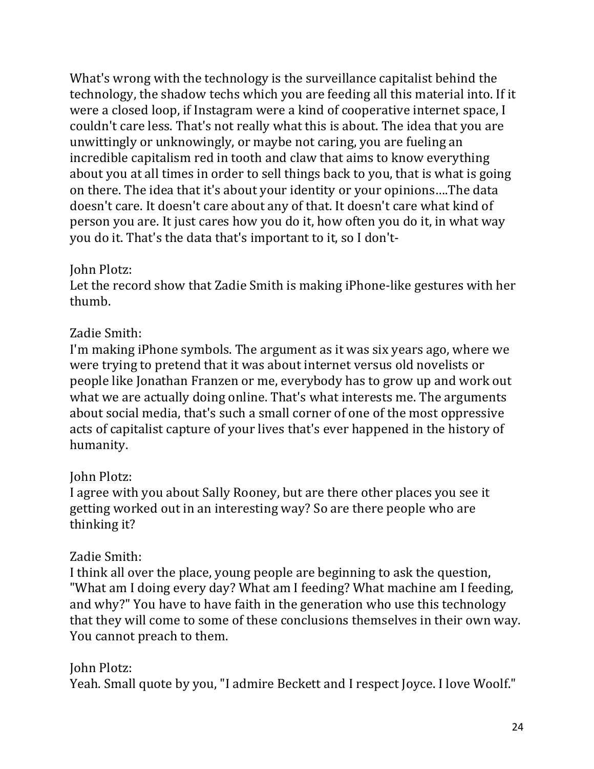What's wrong with the technology is the surveillance capitalist behind the technology, the shadow techs which you are feeding all this material into. If it were a closed loop, if Instagram were a kind of cooperative internet space, I couldn't care less. That's not really what this is about. The idea that you are unwittingly or unknowingly, or maybe not caring, you are fueling an incredible capitalism red in tooth and claw that aims to know everything about you at all times in order to sell things back to you, that is what is going on there. The idea that it's about your identity or your opinions....The data doesn't care. It doesn't care about any of that. It doesn't care what kind of person you are. It just cares how you do it, how often you do it, in what way you do it. That's the data that's important to it, so I don't-

John Plotz:
Let the record show that Zadie Smith is making iPhone-like gestures with her thumb.

Zadie Smith:
I'm making iPhone symbols. The argument as it was six years ago, where we were trying to pretend that it was about internet versus old novelists or people like Jonathan Franzen or me, everybody has to grow up and work out what we are actually doing online. That's what interests me. The arguments about social media, that's such a small corner of one of the most oppressive acts of capitalist capture of your lives that's ever happened in the history of humanity.

John Plotz:
I agree with you about Sally Rooney, but are there other places you see it getting worked out in an interesting way? So are there people who are thinking it?

Zadie Smith:
I think all over the place, young people are beginning to ask the question, "What am I doing every day? What am I feeding? What machine am I feeding, and why?" You have to have faith in the generation who use this technology that they will come to some of these conclusions themselves in their own way. You cannot preach to them.

John Plotz:
Yeah. Small quote by you, "I admire Beckett and I respect Joyce. I love Woolf."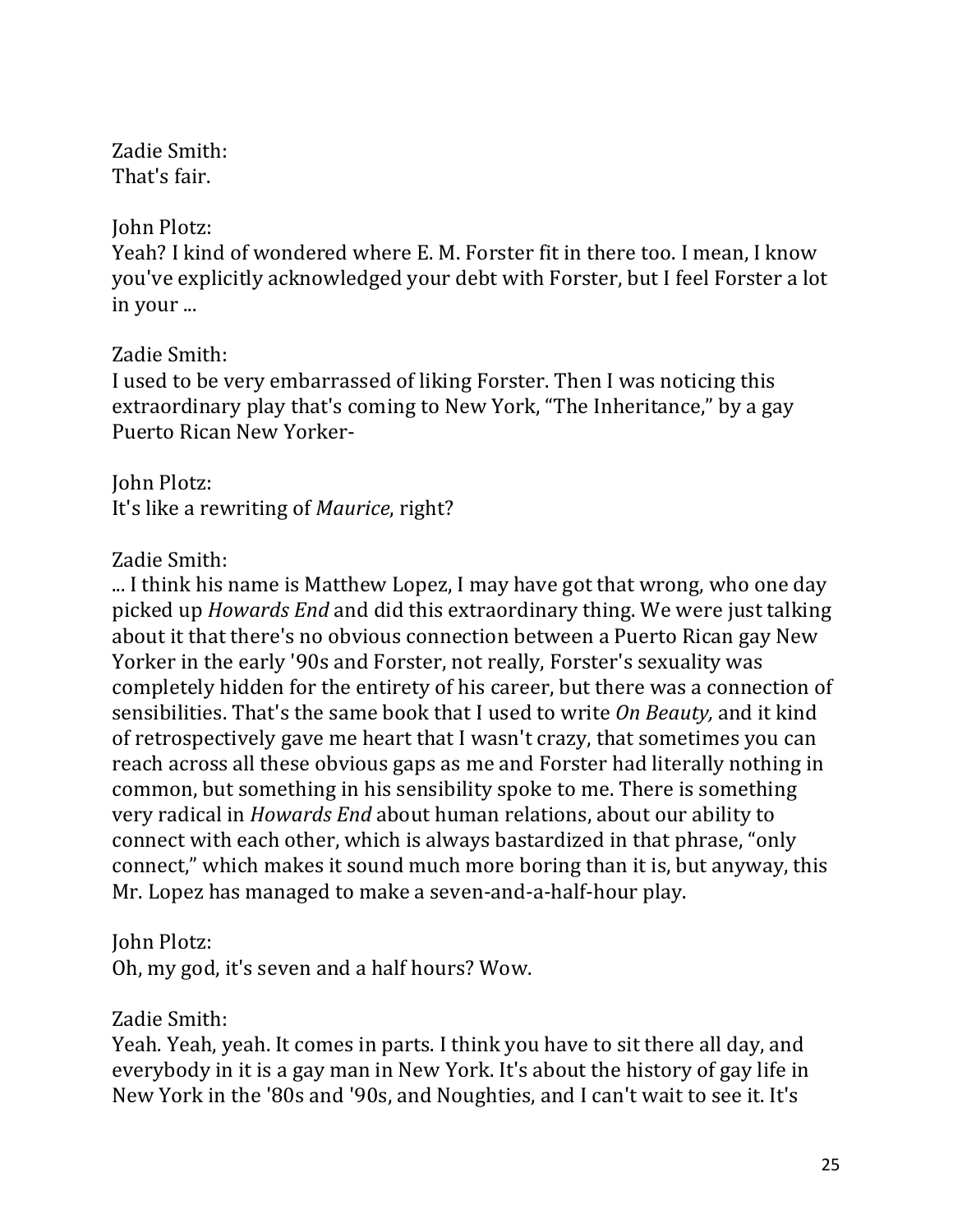Zadie Smith:
That's fair.

John Plotz:
Yeah? I kind of wondered where E. M. Forster fit in there too. I mean, I know you've explicitly acknowledged your debt with Forster, but I feel Forster a lot in your ...

Zadie Smith:
I used to be very embarrassed of liking Forster. Then I was noticing this extraordinary play that's coming to New York, "The Inheritance," by a gay Puerto Rican New Yorker-

John Plotz:
It's like a rewriting of *Maurice*, right?

Zadie Smith:
... I think his name is Matthew Lopez, I may have got that wrong, who one day picked up *Howards End* and did this extraordinary thing. We were just talking about it that there's no obvious connection between a Puerto Rican gay New Yorker in the early '90s and Forster, not really, Forster's sexuality was completely hidden for the entirety of his career, but there was a connection of sensibilities. That's the same book that I used to write *On Beauty,* and it kind of retrospectively gave me heart that I wasn't crazy, that sometimes you can reach across all these obvious gaps as me and Forster had literally nothing in common, but something in his sensibility spoke to me. There is something very radical in *Howards End* about human relations, about our ability to connect with each other, which is always bastardized in that phrase, "only connect," which makes it sound much more boring than it is, but anyway, this Mr. Lopez has managed to make a seven-and-a-half-hour play.

John Plotz:
Oh, my god, it's seven and a half hours? Wow.

Zadie Smith:
Yeah. Yeah, yeah. It comes in parts. I think you have to sit there all day, and everybody in it is a gay man in New York. It's about the history of gay life in New York in the '80s and '90s, and Noughties, and I can't wait to see it. It's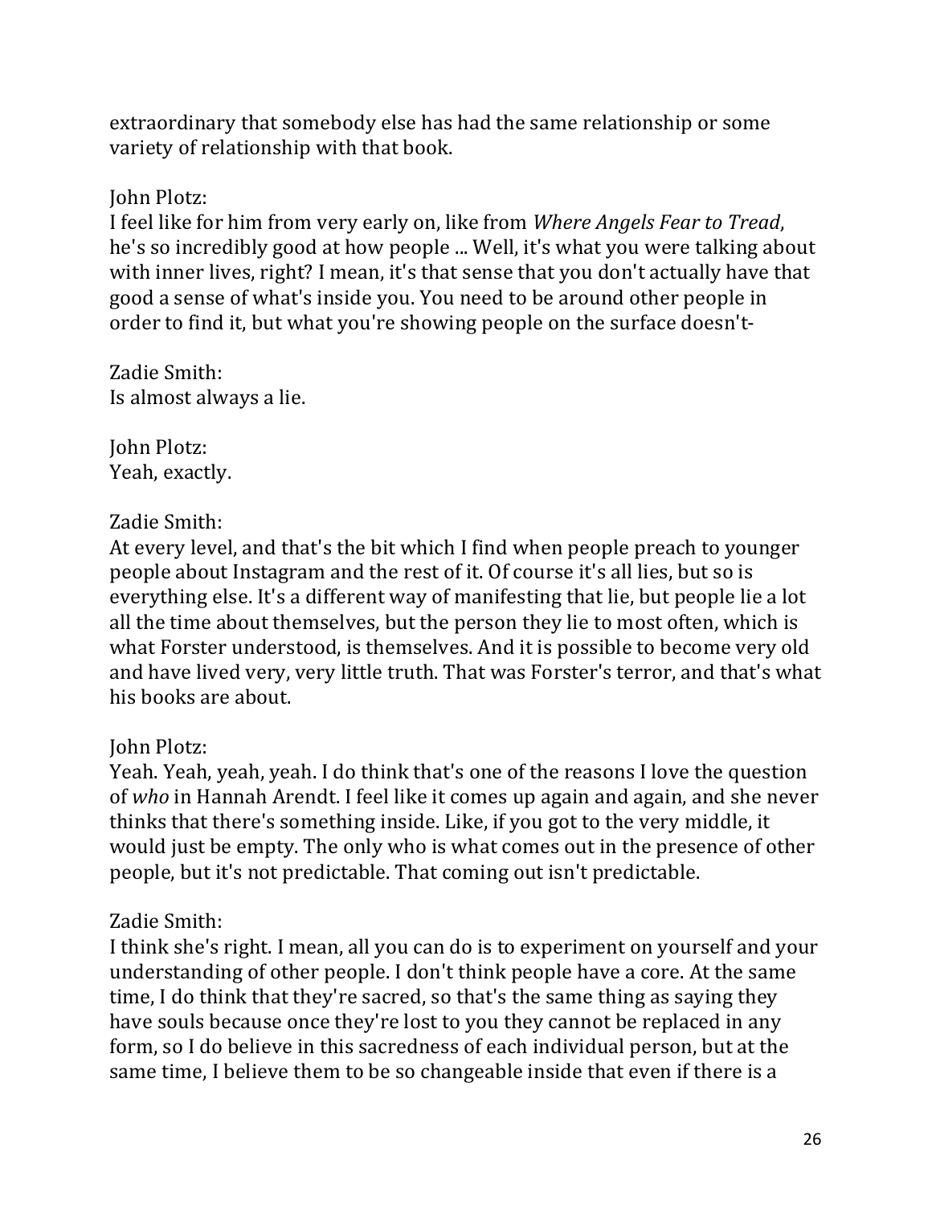extraordinary that somebody else has had the same relationship or some variety of relationship with that book.

John Plotz:
I feel like for him from very early on, like from *Where Angels Fear to Tread*, he's so incredibly good at how people ... Well, it's what you were talking about with inner lives, right? I mean, it's that sense that you don't actually have that good a sense of what's inside you. You need to be around other people in order to find it, but what you're showing people on the surface doesn't-

Zadie Smith:
Is almost always a lie.

John Plotz:
Yeah, exactly.

Zadie Smith:
At every level, and that's the bit which I find when people preach to younger people about Instagram and the rest of it. Of course it's all lies, but so is everything else. It's a different way of manifesting that lie, but people lie a lot all the time about themselves, but the person they lie to most often, which is what Forster understood, is themselves. And it is possible to become very old and have lived very, very little truth. That was Forster's terror, and that's what his books are about.

John Plotz:
Yeah. Yeah, yeah, yeah. I do think that's one of the reasons I love the question of *who* in Hannah Arendt. I feel like it comes up again and again, and she never thinks that there's something inside. Like, if you got to the very middle, it would just be empty. The only who is what comes out in the presence of other people, but it's not predictable. That coming out isn't predictable.

Zadie Smith:
I think she's right. I mean, all you can do is to experiment on yourself and your understanding of other people. I don't think people have a core. At the same time, I do think that they're sacred, so that's the same thing as saying they have souls because once they're lost to you they cannot be replaced in any form, so I do believe in this sacredness of each individual person, but at the same time, I believe them to be so changeable inside that even if there is a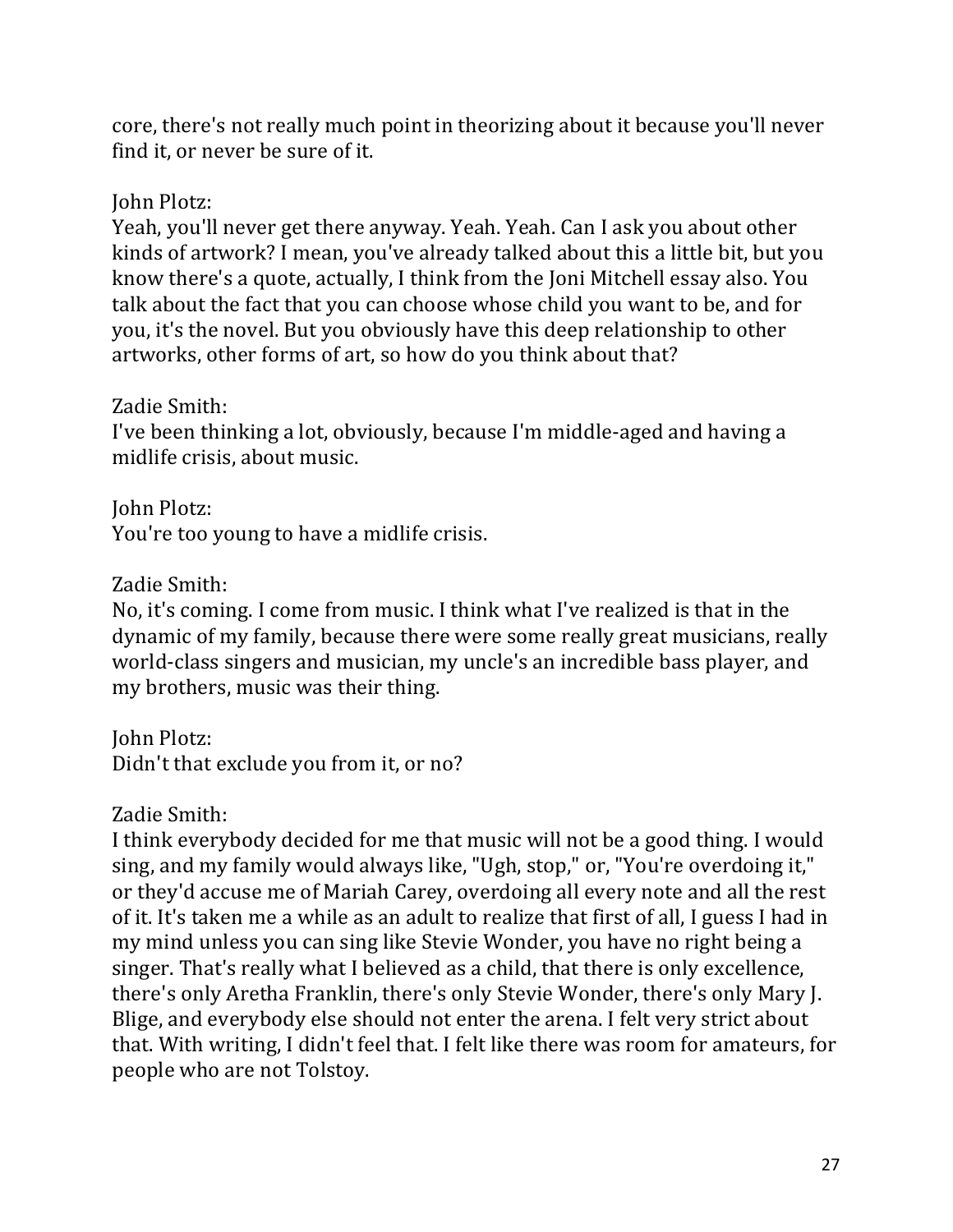core, there's not really much point in theorizing about it because you'll never find it, or never be sure of it.

John Plotz:
Yeah, you'll never get there anyway. Yeah. Yeah. Can I ask you about other kinds of artwork? I mean, you've already talked about this a little bit, but you know there's a quote, actually, I think from the Joni Mitchell essay also. You talk about the fact that you can choose whose child you want to be, and for you, it's the novel. But you obviously have this deep relationship to other artworks, other forms of art, so how do you think about that?

Zadie Smith:
I've been thinking a lot, obviously, because I'm middle-aged and having a midlife crisis, about music.

John Plotz:
You're too young to have a midlife crisis.

Zadie Smith:
No, it's coming. I come from music. I think what I've realized is that in the dynamic of my family, because there were some really great musicians, really world-class singers and musician, my uncle's an incredible bass player, and my brothers, music was their thing.

John Plotz:
Didn't that exclude you from it, or no?

Zadie Smith:
I think everybody decided for me that music will not be a good thing. I would sing, and my family would always like, "Ugh, stop," or, "You're overdoing it," or they'd accuse me of Mariah Carey, overdoing all every note and all the rest of it. It's taken me a while as an adult to realize that first of all, I guess I had in my mind unless you can sing like Stevie Wonder, you have no right being a singer. That's really what I believed as a child, that there is only excellence, there's only Aretha Franklin, there's only Stevie Wonder, there's only Mary J. Blige, and everybody else should not enter the arena. I felt very strict about that. With writing, I didn't feel that. I felt like there was room for amateurs, for people who are not Tolstoy.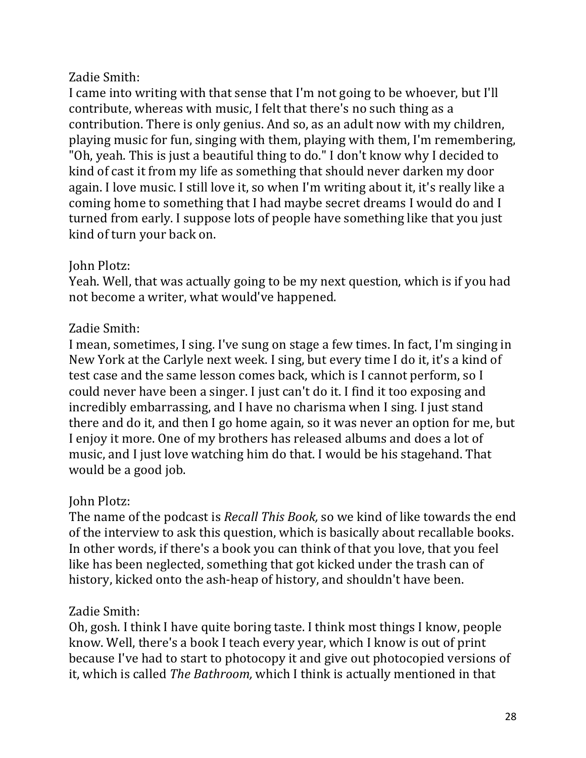Zadie Smith:
I came into writing with that sense that I'm not going to be whoever, but I'll contribute, whereas with music, I felt that there's no such thing as a contribution. There is only genius. And so, as an adult now with my children, playing music for fun, singing with them, playing with them, I'm remembering, "Oh, yeah. This is just a beautiful thing to do." I don't know why I decided to kind of cast it from my life as something that should never darken my door again. I love music. I still love it, so when I'm writing about it, it's really like a coming home to something that I had maybe secret dreams I would do and I turned from early. I suppose lots of people have something like that you just kind of turn your back on.

John Plotz:
Yeah. Well, that was actually going to be my next question, which is if you had not become a writer, what would've happened.

Zadie Smith:
I mean, sometimes, I sing. I've sung on stage a few times. In fact, I'm singing in New York at the Carlyle next week. I sing, but every time I do it, it's a kind of test case and the same lesson comes back, which is I cannot perform, so I could never have been a singer. I just can't do it. I find it too exposing and incredibly embarrassing, and I have no charisma when I sing. I just stand there and do it, and then I go home again, so it was never an option for me, but I enjoy it more. One of my brothers has released albums and does a lot of music, and I just love watching him do that. I would be his stagehand. That would be a good job.

John Plotz:
The name of the podcast is *Recall This Book,* so we kind of like towards the end of the interview to ask this question, which is basically about recallable books. In other words, if there's a book you can think of that you love, that you feel like has been neglected, something that got kicked under the trash can of history, kicked onto the ash-heap of history, and shouldn't have been.

Zadie Smith:
Oh, gosh. I think I have quite boring taste. I think most things I know, people know. Well, there's a book I teach every year, which I know is out of print because I've had to start to photocopy it and give out photocopied versions of it, which is called *The Bathroom,* which I think is actually mentioned in that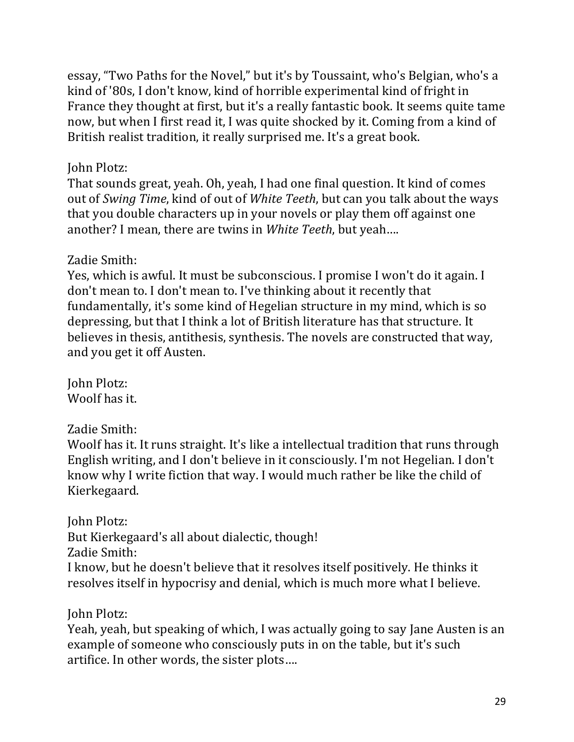essay, "Two Paths for the Novel," but it's by Toussaint, who's Belgian, who's a kind of '80s, I don't know, kind of horrible experimental kind of fright in France they thought at first, but it's a really fantastic book. It seems quite tame now, but when I first read it, I was quite shocked by it. Coming from a kind of British realist tradition, it really surprised me. It's a great book.

John Plotz:
That sounds great, yeah. Oh, yeah, I had one final question. It kind of comes out of *Swing Time*, kind of out of *White Teeth*, but can you talk about the ways that you double characters up in your novels or play them off against one another? I mean, there are twins in *White Teeth*, but yeah….

Zadie Smith:
Yes, which is awful. It must be subconscious. I promise I won't do it again. I don't mean to. I don't mean to. I've thinking about it recently that fundamentally, it's some kind of Hegelian structure in my mind, which is so depressing, but that I think a lot of British literature has that structure. It believes in thesis, antithesis, synthesis. The novels are constructed that way, and you get it off Austen.

John Plotz:
Woolf has it.

Zadie Smith:
Woolf has it. It runs straight. It's like a intellectual tradition that runs through English writing, and I don't believe in it consciously. I'm not Hegelian. I don't know why I write fiction that way. I would much rather be like the child of Kierkegaard.

John Plotz:
But Kierkegaard's all about dialectic, though!

Zadie Smith:
I know, but he doesn't believe that it resolves itself positively. He thinks it resolves itself in hypocrisy and denial, which is much more what I believe.

John Plotz:
Yeah, yeah, but speaking of which, I was actually going to say Jane Austen is an example of someone who consciously puts in on the table, but it's such artifice. In other words, the sister plots….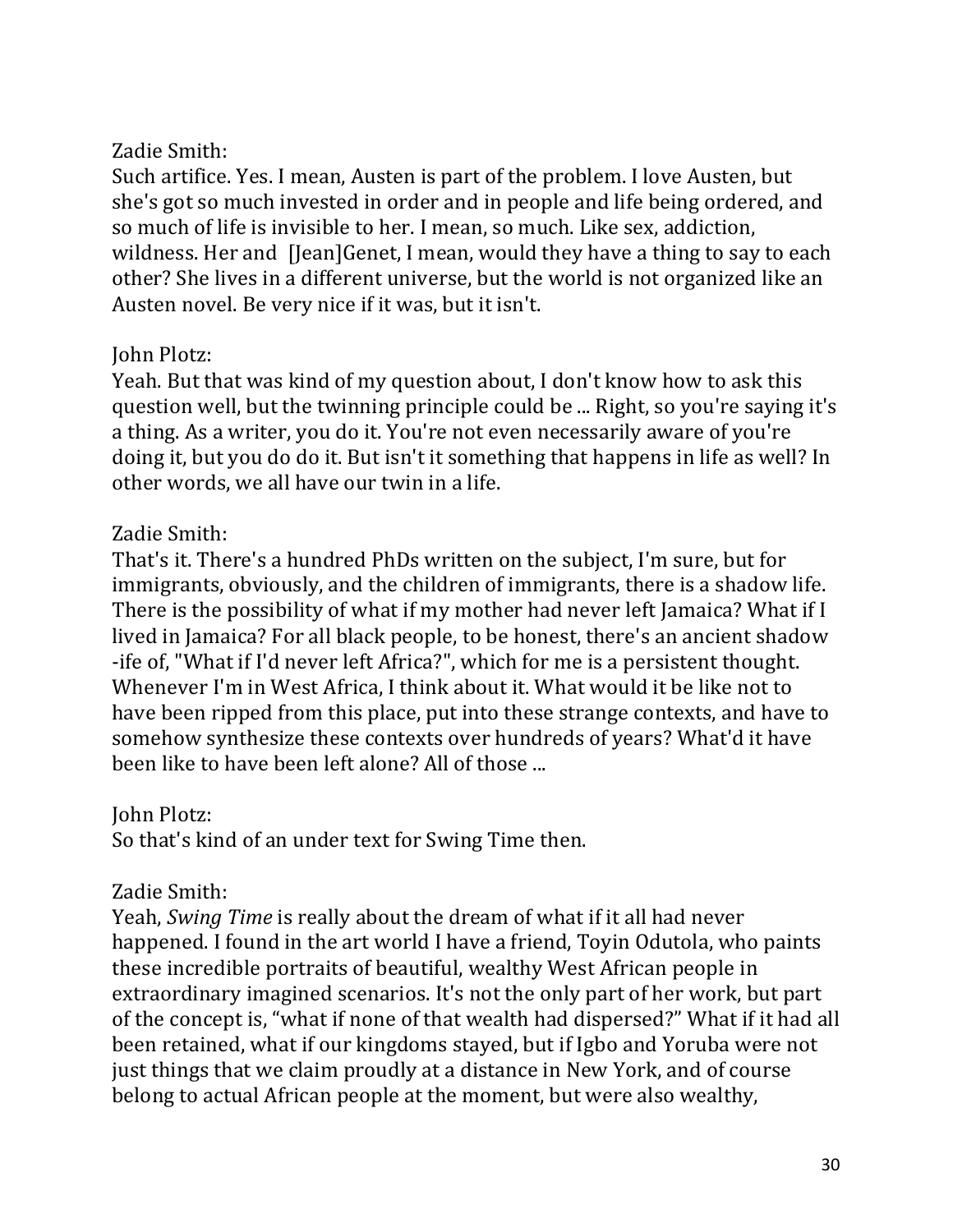Zadie Smith:
Such artifice. Yes. I mean, Austen is part of the problem. I love Austen, but she's got so much invested in order and in people and life being ordered, and so much of life is invisible to her. I mean, so much. Like sex, addiction, wildness. Her and [Jean]Genet, I mean, would they have a thing to say to each other? She lives in a different universe, but the world is not organized like an Austen novel. Be very nice if it was, but it isn't.

John Plotz:
Yeah. But that was kind of my question about, I don't know how to ask this question well, but the twinning principle could be ... Right, so you're saying it's a thing. As a writer, you do it. You're not even necessarily aware of you're doing it, but you do do it. But isn't it something that happens in life as well? In other words, we all have our twin in a life.

Zadie Smith:
That's it. There's a hundred PhDs written on the subject, I'm sure, but for immigrants, obviously, and the children of immigrants, there is a shadow life. There is the possibility of what if my mother had never left Jamaica? What if I lived in Jamaica? For all black people, to be honest, there's an ancient shadow -ife of, "What if I'd never left Africa?", which for me is a persistent thought. Whenever I'm in West Africa, I think about it. What would it be like not to have been ripped from this place, put into these strange contexts, and have to somehow synthesize these contexts over hundreds of years? What'd it have been like to have been left alone? All of those ...

John Plotz:
So that's kind of an under text for Swing Time then.

Zadie Smith:
Yeah, *Swing Time* is really about the dream of what if it all had never happened. I found in the art world I have a friend, Toyin Odutola, who paints these incredible portraits of beautiful, wealthy West African people in extraordinary imagined scenarios. It's not the only part of her work, but part of the concept is, "what if none of that wealth had dispersed?" What if it had all been retained, what if our kingdoms stayed, but if Igbo and Yoruba were not just things that we claim proudly at a distance in New York, and of course belong to actual African people at the moment, but were also wealthy,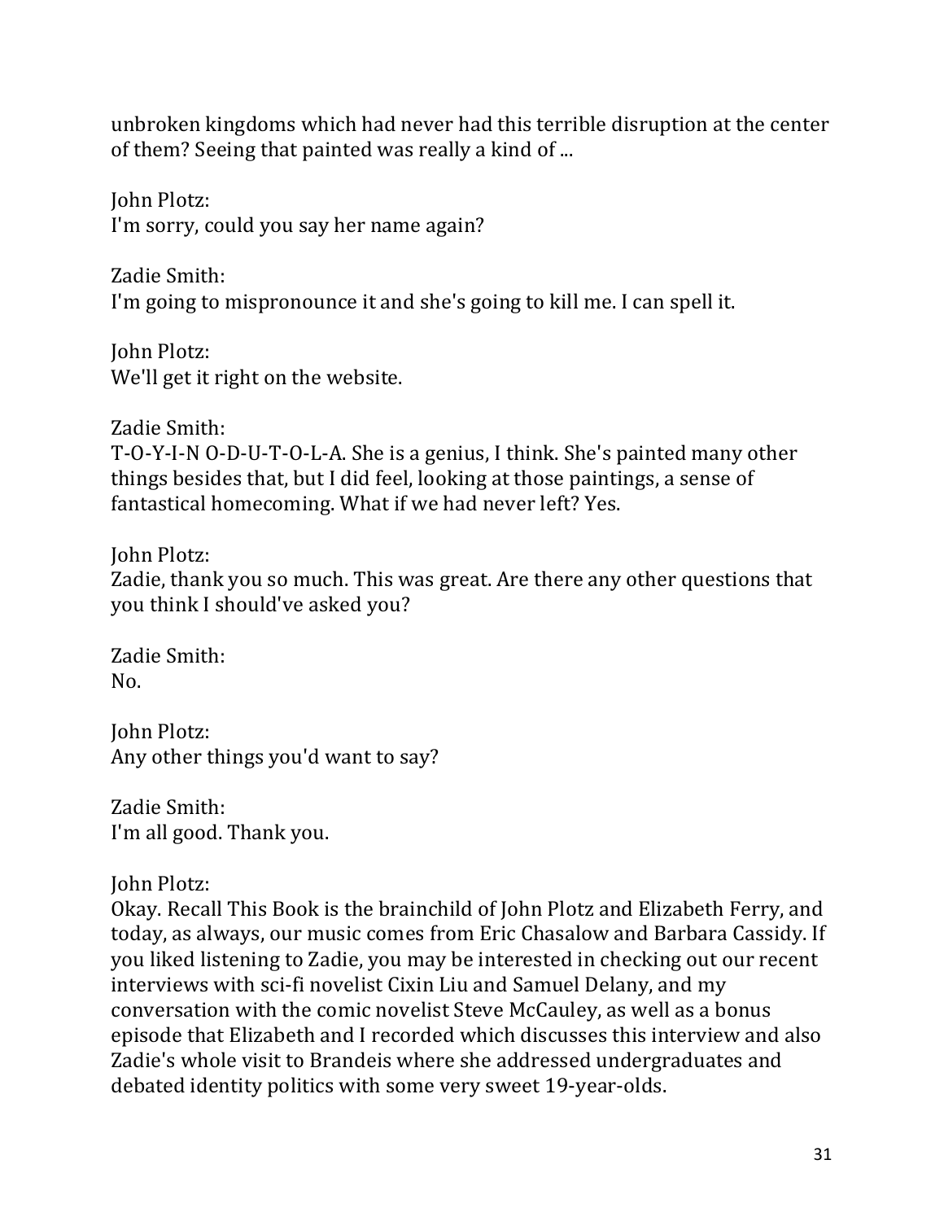unbroken kingdoms which had never had this terrible disruption at the center of them? Seeing that painted was really a kind of ...

John Plotz:
I'm sorry, could you say her name again?

Zadie Smith:
I'm going to mispronounce it and she's going to kill me. I can spell it.

John Plotz:
We'll get it right on the website.

Zadie Smith:
T-O-Y-I-N O-D-U-T-O-L-A. She is a genius, I think. She's painted many other things besides that, but I did feel, looking at those paintings, a sense of fantastical homecoming. What if we had never left? Yes.

John Plotz:
Zadie, thank you so much. This was great. Are there any other questions that you think I should've asked you?

Zadie Smith:
No.

John Plotz:
Any other things you'd want to say?

Zadie Smith:
I'm all good. Thank you.

John Plotz:
Okay. Recall This Book is the brainchild of John Plotz and Elizabeth Ferry, and today, as always, our music comes from Eric Chasalow and Barbara Cassidy. If you liked listening to Zadie, you may be interested in checking out our recent interviews with sci-fi novelist Cixin Liu and Samuel Delany, and my conversation with the comic novelist Steve McCauley, as well as a bonus episode that Elizabeth and I recorded which discusses this interview and also Zadie's whole visit to Brandeis where she addressed undergraduates and debated identity politics with some very sweet 19-year-olds.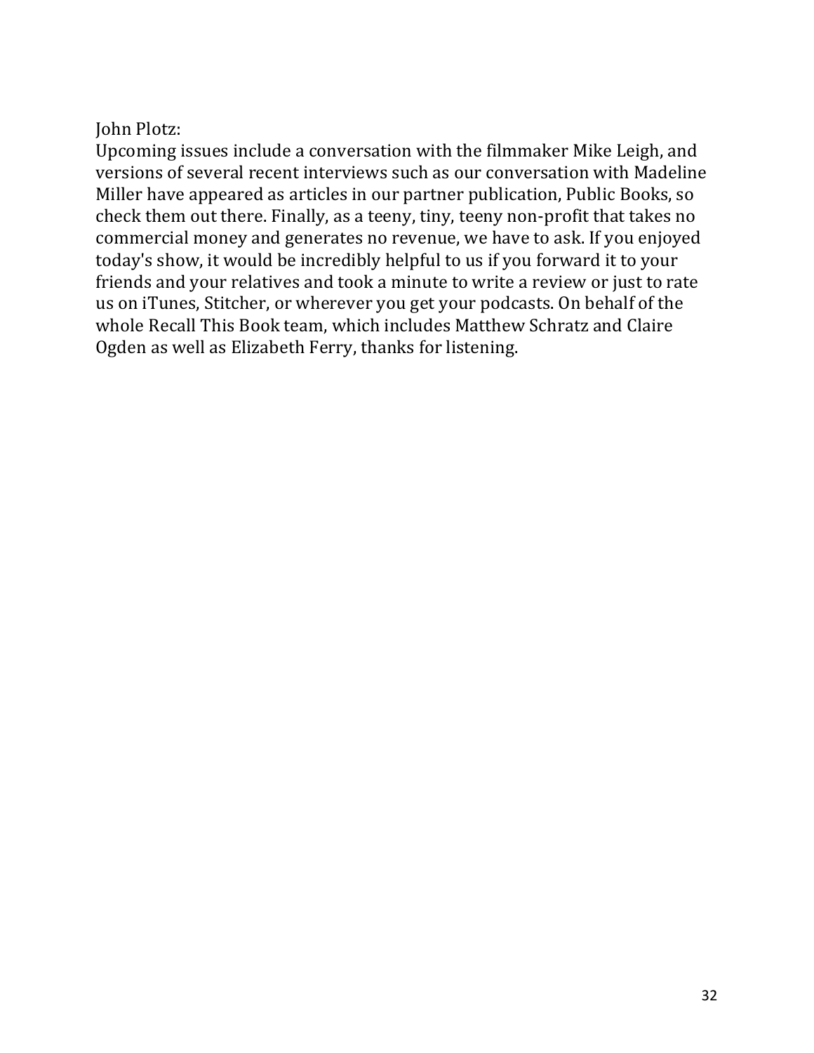John Plotz:
Upcoming issues include a conversation with the filmmaker Mike Leigh, and versions of several recent interviews such as our conversation with Madeline Miller have appeared as articles in our partner publication, Public Books, so check them out there. Finally, as a teeny, tiny, teeny non-profit that takes no commercial money and generates no revenue, we have to ask. If you enjoyed today's show, it would be incredibly helpful to us if you forward it to your friends and your relatives and took a minute to write a review or just to rate us on iTunes, Stitcher, or wherever you get your podcasts. On behalf of the whole Recall This Book team, which includes Matthew Schratz and Claire Ogden as well as Elizabeth Ferry, thanks for listening.